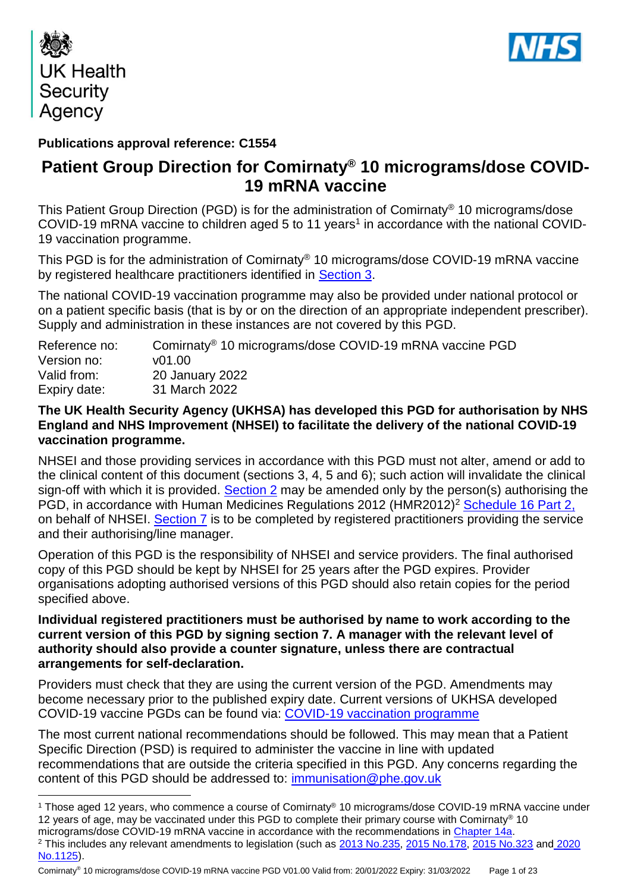UK Health Security Agency

NHS

**Publications approval reference: C1554**

# Patient Group Direction for Comirnaty® 10 micrograms/dose COVID-19 mRNA vaccine

This Patient Group Direction (PGD) is for the administration of Comirnaty® 10 micrograms/dose COVID-19 mRNA vaccine to children aged 5 to 11 years[1] in accordance with the national COVID-19 vaccination programme.

This PGD is for the administration of Comirnaty® 10 micrograms/dose COVID-19 mRNA vaccine by registered healthcare practitioners identified in Section 3.

The national COVID-19 vaccination programme may also be provided under national protocol or on a patient specific basis (that is by or on the direction of an appropriate independent prescriber). Supply and administration in these instances are not covered by this PGD.

| | |
|---|---|
| Reference no: | Comirnaty® 10 micrograms/dose COVID-19 mRNA vaccine PGD |
| Version no: | v01.00 |
| Valid from: | 20 January 2022 |
| Expiry date: | 31 March 2022 |

**The UK Health Security Agency (UKHSA) has developed this PGD for authorisation by NHS England and NHS Improvement (NHSEI) to facilitate the delivery of the national COVID-19 vaccination programme.**

NHSEI and those providing services in accordance with this PGD must not alter, amend or add to the clinical content of this document (sections 3, 4, 5 and 6); such action will invalidate the clinical sign-off with which it is provided. Section 2 may be amended only by the person(s) authorising the PGD, in accordance with Human Medicines Regulations 2012 (HMR2012)[2] Schedule 16 Part 2, on behalf of NHSEI. Section 7 is to be completed by registered practitioners providing the service and their authorising/line manager.

Operation of this PGD is the responsibility of NHSEI and service providers. The final authorised copy of this PGD should be kept by NHSEI for 25 years after the PGD expires. Provider organisations adopting authorised versions of this PGD should also retain copies for the period specified above.

**Individual registered practitioners must be authorised by name to work according to the current version of this PGD by signing section 7. A manager with the relevant level of authority should also provide a counter signature, unless there are contractual arrangements for self-declaration.**

Providers must check that they are using the current version of the PGD. Amendments may become necessary prior to the published expiry date. Current versions of UKHSA developed COVID-19 vaccine PGDs can be found via: COVID-19 vaccination programme

The most current national recommendations should be followed. This may mean that a Patient Specific Direction (PSD) is required to administer the vaccine in line with updated recommendations that are outside the criteria specified in this PGD. Any concerns regarding the content of this PGD should be addressed to: immunisation@phe.gov.uk

---

[1] Those aged 12 years, who commence a course of Comirnaty® 10 micrograms/dose COVID-19 mRNA vaccine under 12 years of age, may be vaccinated under this PGD to complete their primary course with Comirnaty® 10 micrograms/dose COVID-19 mRNA vaccine in accordance with the recommendations in Chapter 14a.

[2] This includes any relevant amendments to legislation (such as 2013 No.235, 2015 No.178, 2015 No.323 and 2020 No.1125).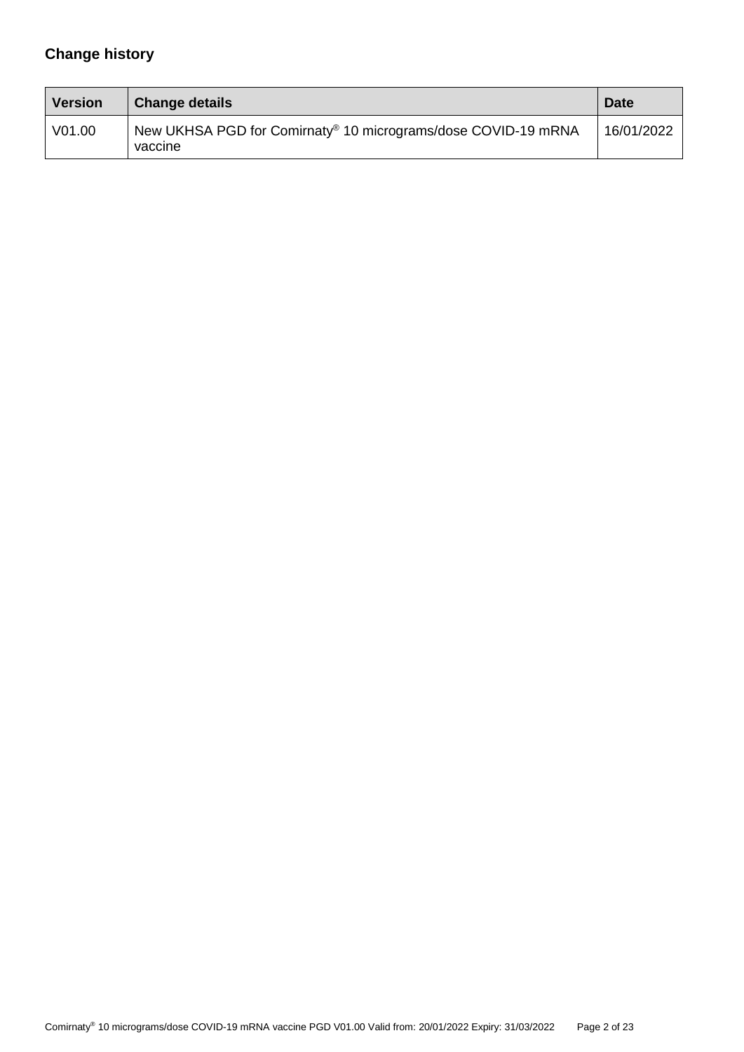## Change history

| Version | Change details | Date |
|---|---|---|
| V01.00 | New UKHSA PGD for Comirnaty® 10 micrograms/dose COVID-19 mRNA vaccine | 16/01/2022 |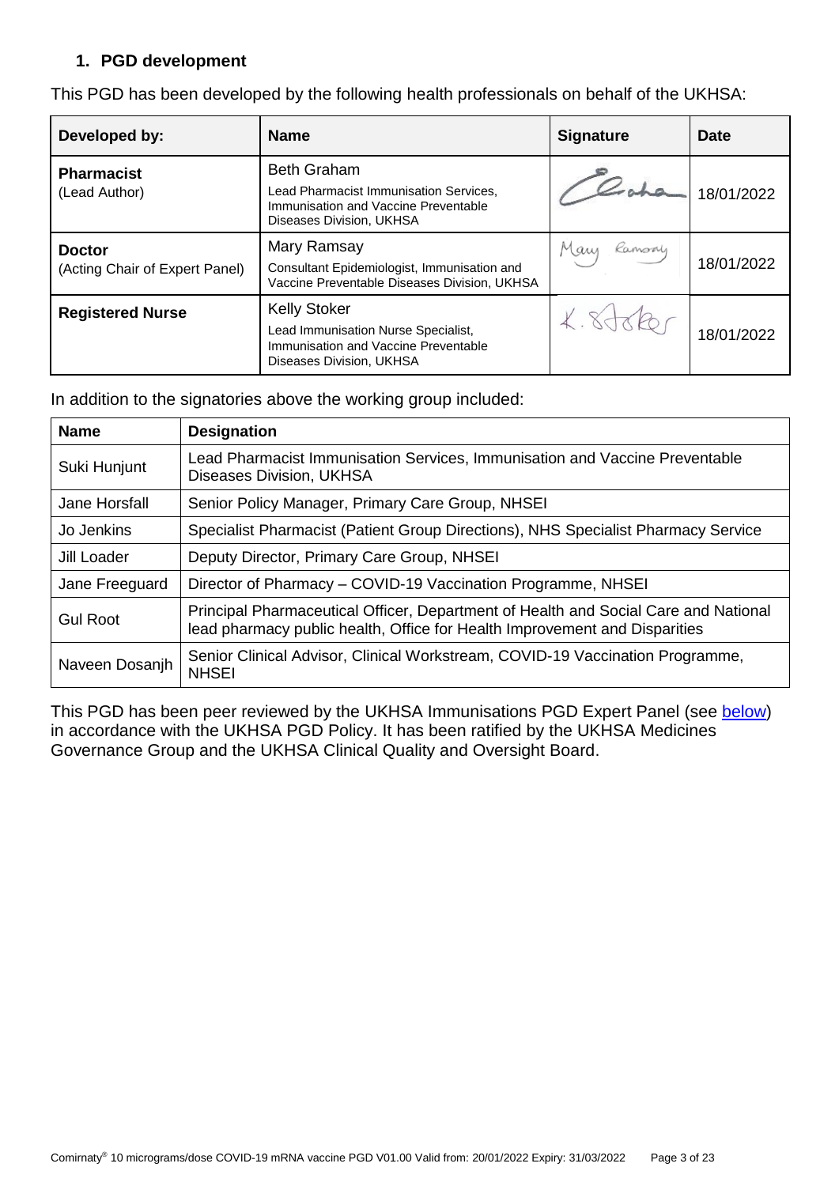## 1. PGD development

This PGD has been developed by the following health professionals on behalf of the UKHSA:

| Developed by: | Name | Signature | Date |
|---|---|---|---|
| **Pharmacist** (Lead Author) | Beth Graham<br>Lead Pharmacist Immunisation Services, Immunisation and Vaccine Preventable Diseases Division, UKHSA | Graha | 18/01/2022 |
| **Doctor** (Acting Chair of Expert Panel) | Mary Ramsay<br>Consultant Epidemiologist, Immunisation and Vaccine Preventable Diseases Division, UKHSA | Mary Ramsay | 18/01/2022 |
| **Registered Nurse** | Kelly Stoker<br>Lead Immunisation Nurse Specialist, Immunisation and Vaccine Preventable Diseases Division, UKHSA | K. Stoker | 18/01/2022 |

In addition to the signatories above the working group included:

| Name | Designation |
|---|---|
| Suki Hunjunt | Lead Pharmacist Immunisation Services, Immunisation and Vaccine Preventable Diseases Division, UKHSA |
| Jane Horsfall | Senior Policy Manager, Primary Care Group, NHSEI |
| Jo Jenkins | Specialist Pharmacist (Patient Group Directions), NHS Specialist Pharmacy Service |
| Jill Loader | Deputy Director, Primary Care Group, NHSEI |
| Jane Freeguard | Director of Pharmacy – COVID-19 Vaccination Programme, NHSEI |
| Gul Root | Principal Pharmaceutical Officer, Department of Health and Social Care and National lead pharmacy public health, Office for Health Improvement and Disparities |
| Naveen Dosanjh | Senior Clinical Advisor, Clinical Workstream, COVID-19 Vaccination Programme, NHSEI |

This PGD has been peer reviewed by the UKHSA Immunisations PGD Expert Panel (see below) in accordance with the UKHSA PGD Policy. It has been ratified by the UKHSA Medicines Governance Group and the UKHSA Clinical Quality and Oversight Board.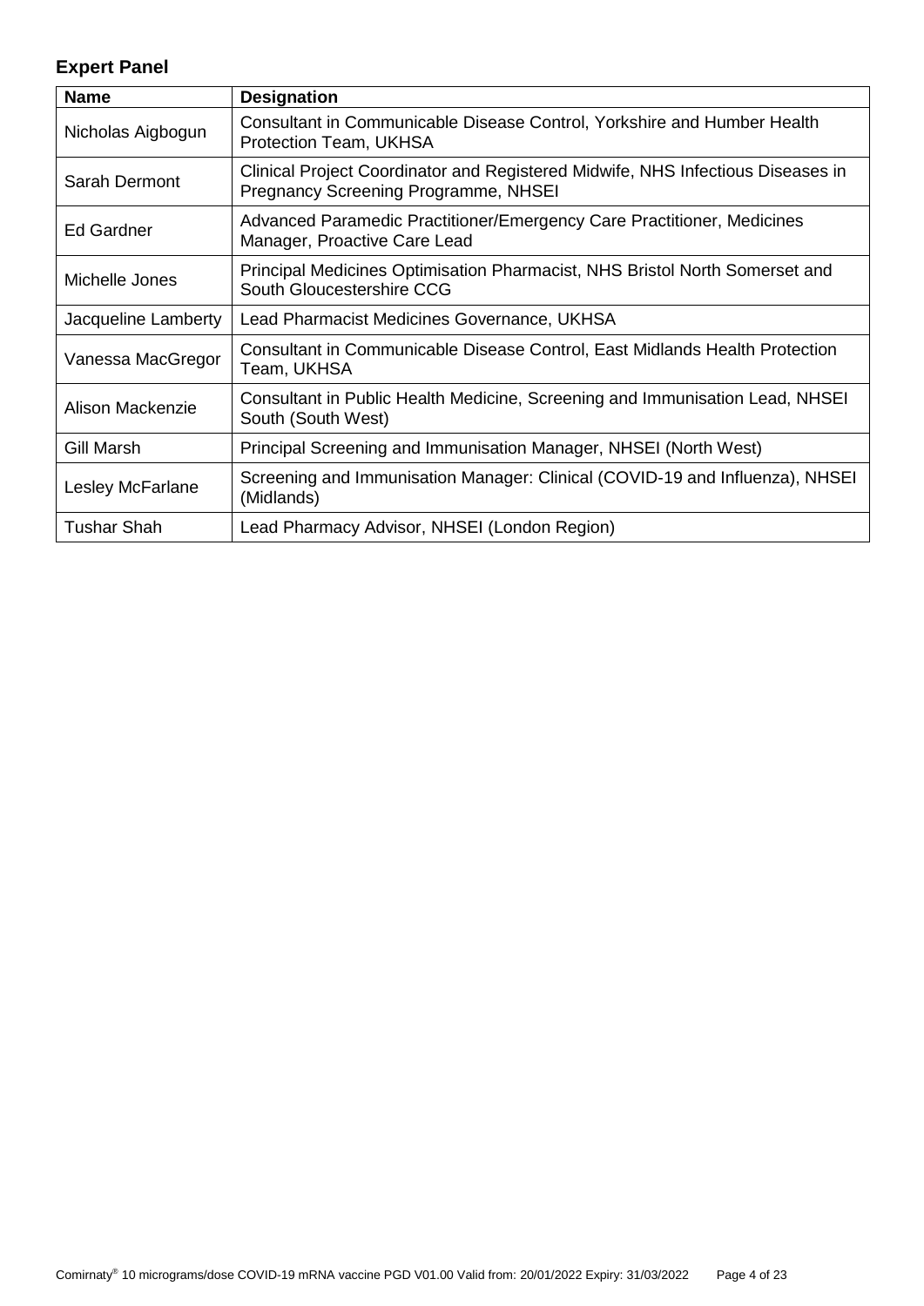## Expert Panel

| Name | Designation |
|---|---|
| Nicholas Aigbogun | Consultant in Communicable Disease Control, Yorkshire and Humber Health Protection Team, UKHSA |
| Sarah Dermont | Clinical Project Coordinator and Registered Midwife, NHS Infectious Diseases in Pregnancy Screening Programme, NHSEI |
| Ed Gardner | Advanced Paramedic Practitioner/Emergency Care Practitioner, Medicines Manager, Proactive Care Lead |
| Michelle Jones | Principal Medicines Optimisation Pharmacist, NHS Bristol North Somerset and South Gloucestershire CCG |
| Jacqueline Lamberty | Lead Pharmacist Medicines Governance, UKHSA |
| Vanessa MacGregor | Consultant in Communicable Disease Control, East Midlands Health Protection Team, UKHSA |
| Alison Mackenzie | Consultant in Public Health Medicine, Screening and Immunisation Lead, NHSEI South (South West) |
| Gill Marsh | Principal Screening and Immunisation Manager, NHSEI (North West) |
| Lesley McFarlane | Screening and Immunisation Manager: Clinical (COVID-19 and Influenza), NHSEI (Midlands) |
| Tushar Shah | Lead Pharmacy Advisor, NHSEI (London Region) |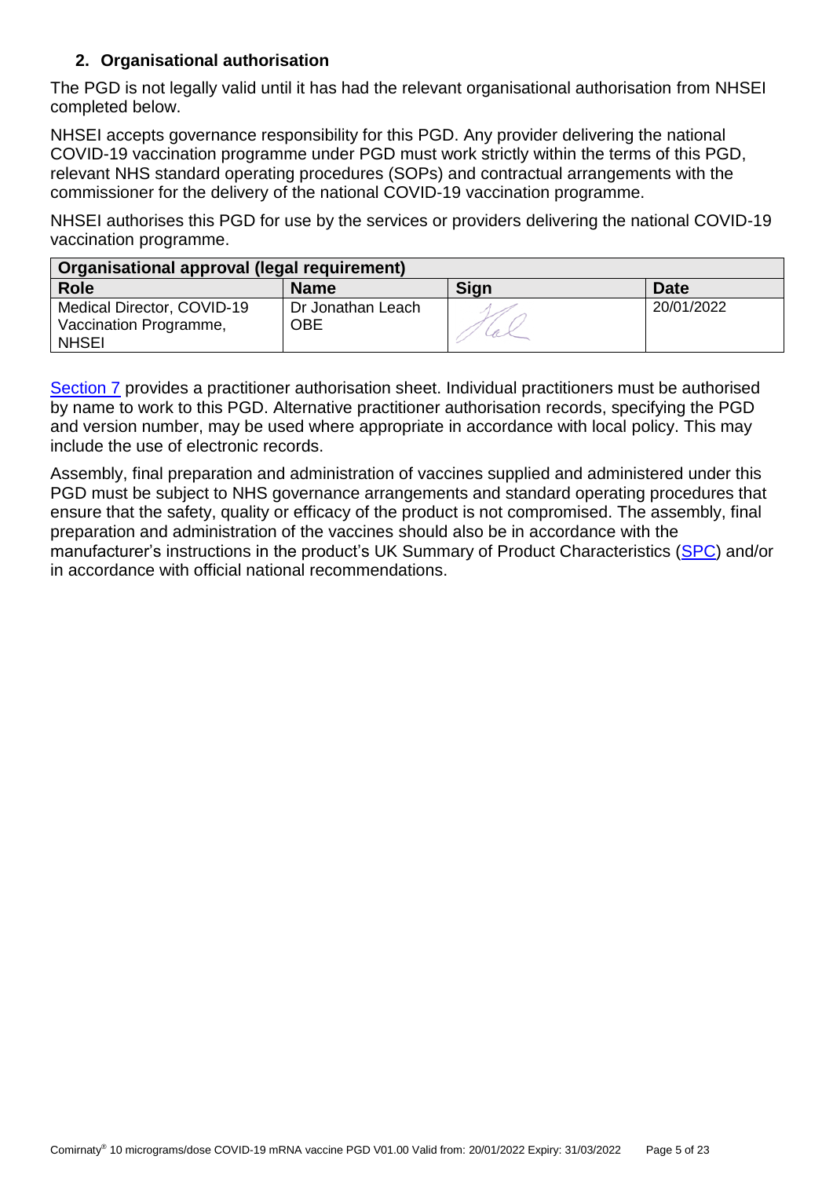## 2. Organisational authorisation

The PGD is not legally valid until it has had the relevant organisational authorisation from NHSEI completed below.

NHSEI accepts governance responsibility for this PGD. Any provider delivering the national COVID-19 vaccination programme under PGD must work strictly within the terms of this PGD, relevant NHS standard operating procedures (SOPs) and contractual arrangements with the commissioner for the delivery of the national COVID-19 vaccination programme.

NHSEI authorises this PGD for use by the services or providers delivering the national COVID-19 vaccination programme.

| Organisational approval (legal requirement) | | | |
|---|---|---|---|
| **Role** | **Name** | **Sign** | **Date** |
| Medical Director, COVID-19 Vaccination Programme, NHSEI | Dr Jonathan Leach OBE | | 20/01/2022 |

Section 7 provides a practitioner authorisation sheet. Individual practitioners must be authorised by name to work to this PGD. Alternative practitioner authorisation records, specifying the PGD and version number, may be used where appropriate in accordance with local policy. This may include the use of electronic records.

Assembly, final preparation and administration of vaccines supplied and administered under this PGD must be subject to NHS governance arrangements and standard operating procedures that ensure that the safety, quality or efficacy of the product is not compromised. The assembly, final preparation and administration of the vaccines should also be in accordance with the manufacturer's instructions in the product's UK Summary of Product Characteristics (SPC) and/or in accordance with official national recommendations.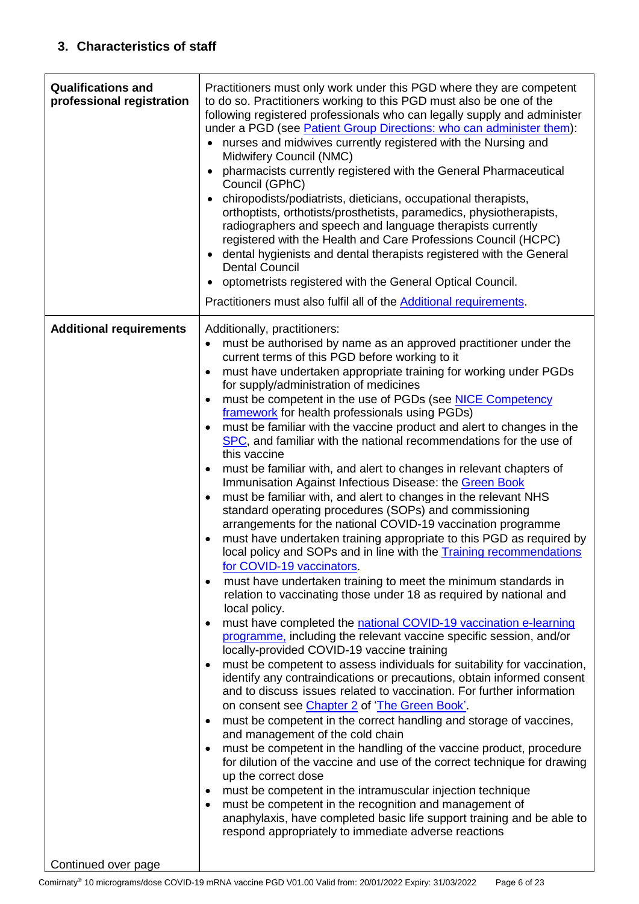## 3. Characteristics of staff

| | |
|---|---|
| **Qualifications and professional registration** | Practitioners must only work under this PGD where they are competent to do so. Practitioners working to this PGD must also be one of the following registered professionals who can legally supply and administer under a PGD (see Patient Group Directions: who can administer them):<br>• nurses and midwives currently registered with the Nursing and Midwifery Council (NMC)<br>• pharmacists currently registered with the General Pharmaceutical Council (GPhC)<br>• chiropodists/podiatrists, dieticians, occupational therapists, orthoptists, orthotists/prosthetists, paramedics, physiotherapists, radiographers and speech and language therapists currently registered with the Health and Care Professions Council (HCPC)<br>• dental hygienists and dental therapists registered with the General Dental Council<br>• optometrists registered with the General Optical Council.<br><br>Practitioners must also fulfil all of the Additional requirements. |
| **Additional requirements**<br><br>Continued over page | Additionally, practitioners:<br>• must be authorised by name as an approved practitioner under the current terms of this PGD before working to it<br>• must have undertaken appropriate training for working under PGDs for supply/administration of medicines<br>• must be competent in the use of PGDs (see NICE Competency framework for health professionals using PGDs)<br>• must be familiar with the vaccine product and alert to changes in the SPC, and familiar with the national recommendations for the use of this vaccine<br>• must be familiar with, and alert to changes in relevant chapters of Immunisation Against Infectious Disease: the Green Book<br>• must be familiar with, and alert to changes in the relevant NHS standard operating procedures (SOPs) and commissioning arrangements for the national COVID-19 vaccination programme<br>• must have undertaken training appropriate to this PGD as required by local policy and SOPs and in line with the Training recommendations for COVID-19 vaccinators.<br>• must have undertaken training to meet the minimum standards in relation to vaccinating those under 18 as required by national and local policy.<br>• must have completed the national COVID-19 vaccination e-learning programme, including the relevant vaccine specific session, and/or locally-provided COVID-19 vaccine training<br>• must be competent to assess individuals for suitability for vaccination, identify any contraindications or precautions, obtain informed consent and to discuss issues related to vaccination. For further information on consent see Chapter 2 of 'The Green Book'.<br>• must be competent in the correct handling and storage of vaccines, and management of the cold chain<br>• must be competent in the handling of the vaccine product, procedure for dilution of the vaccine and use of the correct technique for drawing up the correct dose<br>• must be competent in the intramuscular injection technique<br>• must be competent in the recognition and management of anaphylaxis, have completed basic life support training and be able to respond appropriately to immediate adverse reactions |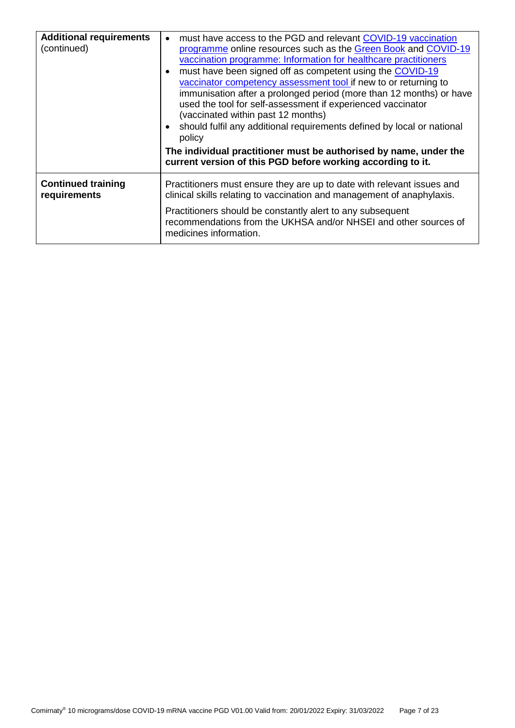| | |
|---|---|
| **Additional requirements** (continued) | • must have access to the PGD and relevant COVID-19 vaccination programme online resources such as the Green Book and COVID-19 vaccination programme: Information for healthcare practitioners<br>• must have been signed off as competent using the COVID-19 vaccinator competency assessment tool if new to or returning to immunisation after a prolonged period (more than 12 months) or have used the tool for self-assessment if experienced vaccinator (vaccinated within past 12 months)<br>• should fulfil any additional requirements defined by local or national policy<br>**The individual practitioner must be authorised by name, under the current version of this PGD before working according to it.** |
| **Continued training requirements** | Practitioners must ensure they are up to date with relevant issues and clinical skills relating to vaccination and management of anaphylaxis.<br>Practitioners should be constantly alert to any subsequent recommendations from the UKHSA and/or NHSEI and other sources of medicines information. |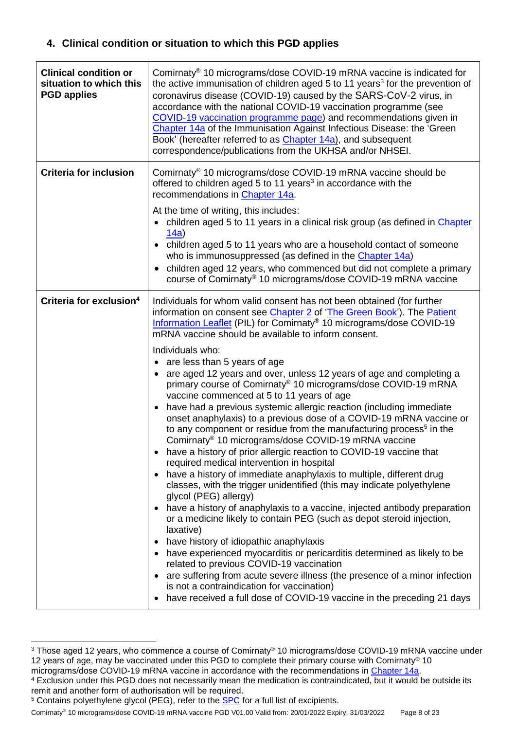## 4. Clinical condition or situation to which this PGD applies

| | |
|---|---|
| **Clinical condition or situation to which this PGD applies** | Comirnaty® 10 micrograms/dose COVID-19 mRNA vaccine is indicated for the active immunisation of children aged 5 to 11 years[3] for the prevention of coronavirus disease (COVID-19) caused by the SARS-CoV-2 virus, in accordance with the national COVID-19 vaccination programme (see COVID-19 vaccination programme page) and recommendations given in Chapter 14a of the Immunisation Against Infectious Disease: the 'Green Book' (hereafter referred to as Chapter 14a), and subsequent correspondence/publications from the UKHSA and/or NHSEI. |
| **Criteria for inclusion** | Comirnaty® 10 micrograms/dose COVID-19 mRNA vaccine should be offered to children aged 5 to 11 years[3] in accordance with the recommendations in Chapter 14a.<br><br>At the time of writing, this includes:<br>• children aged 5 to 11 years in a clinical risk group (as defined in Chapter 14a)<br>• children aged 5 to 11 years who are a household contact of someone who is immunosuppressed (as defined in the Chapter 14a)<br>• children aged 12 years, who commenced but did not complete a primary course of Comirnaty® 10 micrograms/dose COVID-19 mRNA vaccine |
| **Criteria for exclusion[4]** | Individuals for whom valid consent has not been obtained (for further information on consent see Chapter 2 of 'The Green Book'). The Patient Information Leaflet (PIL) for Comirnaty® 10 micrograms/dose COVID-19 mRNA vaccine should be available to inform consent.<br><br>Individuals who:<br>• are less than 5 years of age<br>• are aged 12 years and over, unless 12 years of age and completing a primary course of Comirnaty® 10 micrograms/dose COVID-19 mRNA vaccine commenced at 5 to 11 years of age<br>• have had a previous systemic allergic reaction (including immediate onset anaphylaxis) to a previous dose of a COVID-19 mRNA vaccine or to any component or residue from the manufacturing process[5] in the Comirnaty® 10 micrograms/dose COVID-19 mRNA vaccine<br>• have a history of prior allergic reaction to COVID-19 vaccine that required medical intervention in hospital<br>• have a history of immediate anaphylaxis to multiple, different drug classes, with the trigger unidentified (this may indicate polyethylene glycol (PEG) allergy)<br>• have a history of anaphylaxis to a vaccine, injected antibody preparation or a medicine likely to contain PEG (such as depot steroid injection, laxative)<br>• have history of idiopathic anaphylaxis<br>• have experienced myocarditis or pericarditis determined as likely to be related to previous COVID-19 vaccination<br>• are suffering from acute severe illness (the presence of a minor infection is not a contraindication for vaccination)<br>• have received a full dose of COVID-19 vaccine in the preceding 21 days |

[3] Those aged 12 years, who commence a course of Comirnaty® 10 micrograms/dose COVID-19 mRNA vaccine under 12 years of age, may be vaccinated under this PGD to complete their primary course with Comirnaty® 10 micrograms/dose COVID-19 mRNA vaccine in accordance with the recommendations in Chapter 14a.

[4] Exclusion under this PGD does not necessarily mean the medication is contraindicated, but it would be outside its remit and another form of authorisation will be required.

[5] Contains polyethylene glycol (PEG), refer to the SPC for a full list of excipients.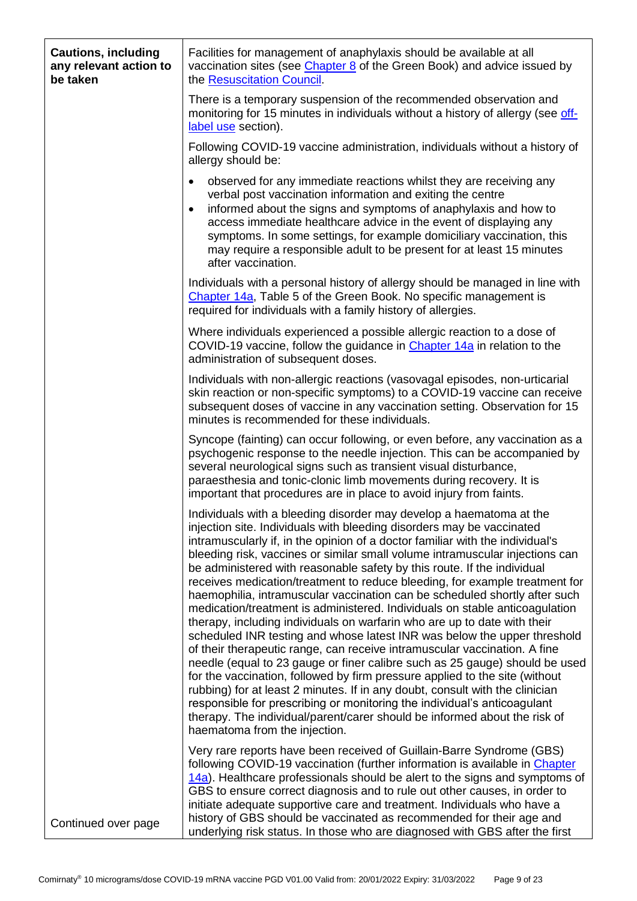| **Cautions, including any relevant action to be taken** | Facilities for management of anaphylaxis should be available at all vaccination sites (see Chapter 8 of the Green Book) and advice issued by the Resuscitation Council.<br><br>There is a temporary suspension of the recommended observation and monitoring for 15 minutes in individuals without a history of allergy (see off-label use section).<br><br>Following COVID-19 vaccine administration, individuals without a history of allergy should be:<br><br>• observed for any immediate reactions whilst they are receiving any verbal post vaccination information and exiting the centre<br>• informed about the signs and symptoms of anaphylaxis and how to access immediate healthcare advice in the event of displaying any symptoms. In some settings, for example domiciliary vaccination, this may require a responsible adult to be present for at least 15 minutes after vaccination.<br><br>Individuals with a personal history of allergy should be managed in line with Chapter 14a, Table 5 of the Green Book. No specific management is required for individuals with a family history of allergies.<br><br>Where individuals experienced a possible allergic reaction to a dose of COVID-19 vaccine, follow the guidance in Chapter 14a in relation to the administration of subsequent doses.<br><br>Individuals with non-allergic reactions (vasovagal episodes, non-urticarial skin reaction or non-specific symptoms) to a COVID-19 vaccine can receive subsequent doses of vaccine in any vaccination setting. Observation for 15 minutes is recommended for these individuals.<br><br>Syncope (fainting) can occur following, or even before, any vaccination as a psychogenic response to the needle injection. This can be accompanied by several neurological signs such as transient visual disturbance, paraesthesia and tonic-clonic limb movements during recovery. It is important that procedures are in place to avoid injury from faints.<br><br>Individuals with a bleeding disorder may develop a haematoma at the injection site. Individuals with bleeding disorders may be vaccinated intramuscularly if, in the opinion of a doctor familiar with the individual's bleeding risk, vaccines or similar small volume intramuscular injections can be administered with reasonable safety by this route. If the individual receives medication/treatment to reduce bleeding, for example treatment for haemophilia, intramuscular vaccination can be scheduled shortly after such medication/treatment is administered. Individuals on stable anticoagulation therapy, including individuals on warfarin who are up to date with their scheduled INR testing and whose latest INR was below the upper threshold of their therapeutic range, can receive intramuscular vaccination. A fine needle (equal to 23 gauge or finer calibre such as 25 gauge) should be used for the vaccination, followed by firm pressure applied to the site (without rubbing) for at least 2 minutes. If in any doubt, consult with the clinician responsible for prescribing or monitoring the individual's anticoagulant therapy. The individual/parent/carer should be informed about the risk of haematoma from the injection.<br><br>Very rare reports have been received of Guillain-Barre Syndrome (GBS) following COVID-19 vaccination (further information is available in Chapter 14a). Healthcare professionals should be alert to the signs and symptoms of GBS to ensure correct diagnosis and to rule out other causes, in order to initiate adequate supportive care and treatment. Individuals who have a history of GBS should be vaccinated as recommended for their age and underlying risk status. In those who are diagnosed with GBS after the first |
|---|---|
| Continued over page | |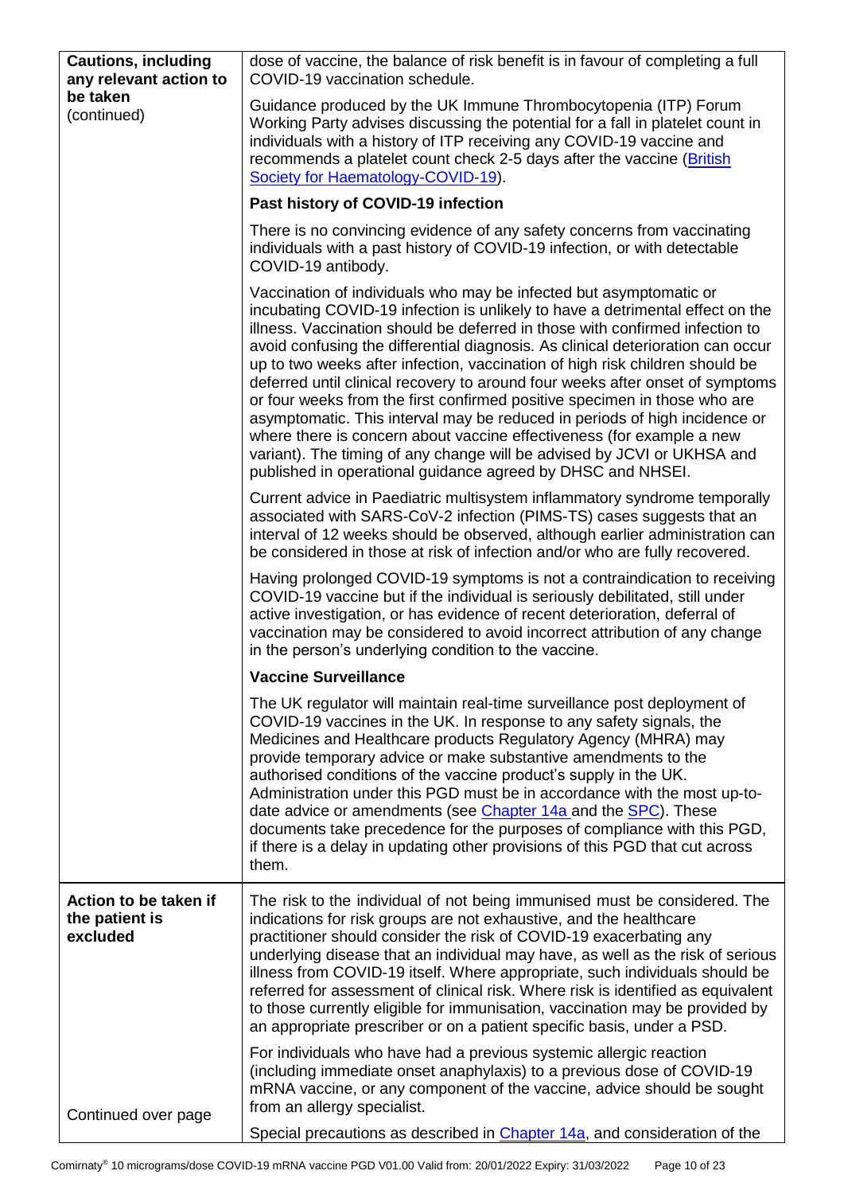| | |
|---|---|
| **Cautions, including any relevant action to be taken** (continued) | dose of vaccine, the balance of risk benefit is in favour of completing a full COVID-19 vaccination schedule.<br><br>Guidance produced by the UK Immune Thrombocytopenia (ITP) Forum Working Party advises discussing the potential for a fall in platelet count in individuals with a history of ITP receiving any COVID-19 vaccine and recommends a platelet count check 2-5 days after the vaccine ([British Society for Haematology-COVID-19](#)).<br><br>**Past history of COVID-19 infection**<br><br>There is no convincing evidence of any safety concerns from vaccinating individuals with a past history of COVID-19 infection, or with detectable COVID-19 antibody.<br><br>Vaccination of individuals who may be infected but asymptomatic or incubating COVID-19 infection is unlikely to have a detrimental effect on the illness. Vaccination should be deferred in those with confirmed infection to avoid confusing the differential diagnosis. As clinical deterioration can occur up to two weeks after infection, vaccination of high risk children should be deferred until clinical recovery to around four weeks after onset of symptoms or four weeks from the first confirmed positive specimen in those who are asymptomatic. This interval may be reduced in periods of high incidence or where there is concern about vaccine effectiveness (for example a new variant). The timing of any change will be advised by JCVI or UKHSA and published in operational guidance agreed by DHSC and NHSEI.<br><br>Current advice in Paediatric multisystem inflammatory syndrome temporally associated with SARS-CoV-2 infection (PIMS-TS) cases suggests that an interval of 12 weeks should be observed, although earlier administration can be considered in those at risk of infection and/or who are fully recovered.<br><br>Having prolonged COVID-19 symptoms is not a contraindication to receiving COVID-19 vaccine but if the individual is seriously debilitated, still under active investigation, or has evidence of recent deterioration, deferral of vaccination may be considered to avoid incorrect attribution of any change in the person's underlying condition to the vaccine.<br><br>**Vaccine Surveillance**<br><br>The UK regulator will maintain real-time surveillance post deployment of COVID-19 vaccines in the UK. In response to any safety signals, the Medicines and Healthcare products Regulatory Agency (MHRA) may provide temporary advice or make substantive amendments to the authorised conditions of the vaccine product's supply in the UK. Administration under this PGD must be in accordance with the most up-to-date advice or amendments (see [Chapter 14a](#) and the [SPC](#)). These documents take precedence for the purposes of compliance with this PGD, if there is a delay in updating other provisions of this PGD that cut across them. |
| **Action to be taken if the patient is excluded**<br><br>Continued over page | The risk to the individual of not being immunised must be considered. The indications for risk groups are not exhaustive, and the healthcare practitioner should consider the risk of COVID-19 exacerbating any underlying disease that an individual may have, as well as the risk of serious illness from COVID-19 itself. Where appropriate, such individuals should be referred for assessment of clinical risk. Where risk is identified as equivalent to those currently eligible for immunisation, vaccination may be provided by an appropriate prescriber or on a patient specific basis, under a PSD.<br><br>For individuals who have had a previous systemic allergic reaction (including immediate onset anaphylaxis) to a previous dose of COVID-19 mRNA vaccine, or any component of the vaccine, advice should be sought from an allergy specialist.<br><br>Special precautions as described in [Chapter 14a](#), and consideration of the |

Comirnaty® 10 micrograms/dose COVID-19 mRNA vaccine PGD V01.00 Valid from: 20/01/2022 Expiry: 31/03/2022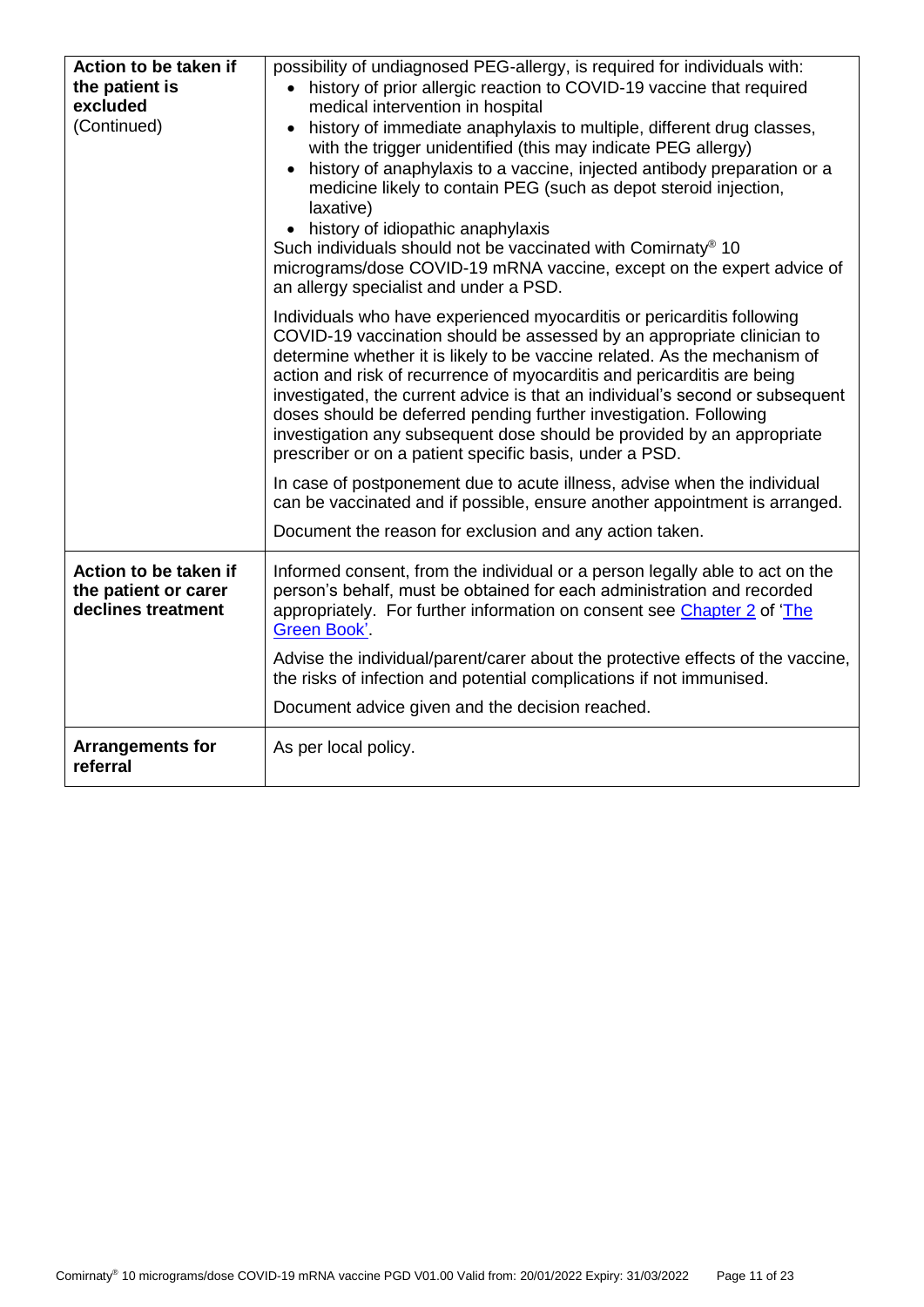| | |
|---|---|
| **Action to be taken if the patient is excluded** (Continued) | possibility of undiagnosed PEG-allergy, is required for individuals with:<br>• history of prior allergic reaction to COVID-19 vaccine that required medical intervention in hospital<br>• history of immediate anaphylaxis to multiple, different drug classes, with the trigger unidentified (this may indicate PEG allergy)<br>• history of anaphylaxis to a vaccine, injected antibody preparation or a medicine likely to contain PEG (such as depot steroid injection, laxative)<br>• history of idiopathic anaphylaxis<br>Such individuals should not be vaccinated with Comirnaty® 10 micrograms/dose COVID-19 mRNA vaccine, except on the expert advice of an allergy specialist and under a PSD.<br><br>Individuals who have experienced myocarditis or pericarditis following COVID-19 vaccination should be assessed by an appropriate clinician to determine whether it is likely to be vaccine related. As the mechanism of action and risk of recurrence of myocarditis and pericarditis are being investigated, the current advice is that an individual's second or subsequent doses should be deferred pending further investigation. Following investigation any subsequent dose should be provided by an appropriate prescriber or on a patient specific basis, under a PSD.<br><br>In case of postponement due to acute illness, advise when the individual can be vaccinated and if possible, ensure another appointment is arranged.<br><br>Document the reason for exclusion and any action taken. |
| **Action to be taken if the patient or carer declines treatment** | Informed consent, from the individual or a person legally able to act on the person's behalf, must be obtained for each administration and recorded appropriately. For further information on consent see Chapter 2 of 'The Green Book'.<br><br>Advise the individual/parent/carer about the protective effects of the vaccine, the risks of infection and potential complications if not immunised.<br><br>Document advice given and the decision reached. |
| **Arrangements for referral** | As per local policy. |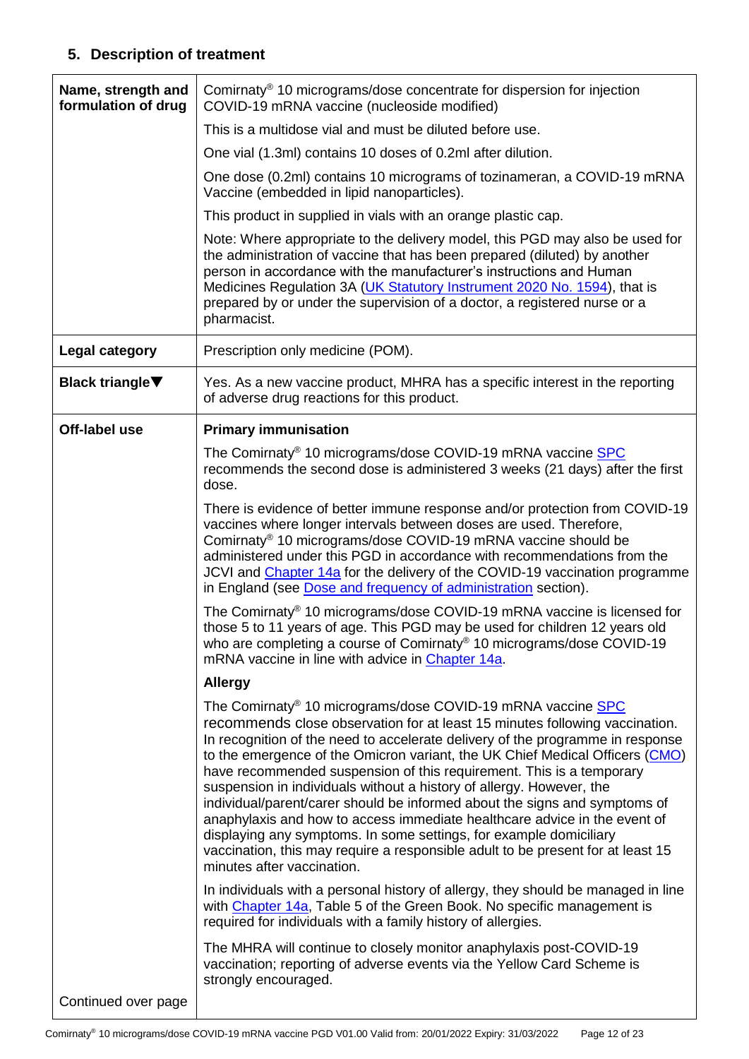## 5. Description of treatment

| | |
|---|---|
| **Name, strength and formulation of drug** | Comirnaty® 10 micrograms/dose concentrate for dispersion for injection COVID-19 mRNA vaccine (nucleoside modified)<br><br>This is a multidose vial and must be diluted before use.<br><br>One vial (1.3ml) contains 10 doses of 0.2ml after dilution.<br><br>One dose (0.2ml) contains 10 micrograms of tozinameran, a COVID-19 mRNA Vaccine (embedded in lipid nanoparticles).<br><br>This product in supplied in vials with an orange plastic cap.<br><br>Note: Where appropriate to the delivery model, this PGD may also be used for the administration of vaccine that has been prepared (diluted) by another person in accordance with the manufacturer's instructions and Human Medicines Regulation 3A (UK Statutory Instrument 2020 No. 1594), that is prepared by or under the supervision of a doctor, a registered nurse or a pharmacist. |
| **Legal category** | Prescription only medicine (POM). |
| **Black triangle▼** | Yes. As a new vaccine product, MHRA has a specific interest in the reporting of adverse drug reactions for this product. |
| **Off-label use**<br><br>Continued over page | **Primary immunisation**<br><br>The Comirnaty® 10 micrograms/dose COVID-19 mRNA vaccine SPC recommends the second dose is administered 3 weeks (21 days) after the first dose.<br><br>There is evidence of better immune response and/or protection from COVID-19 vaccines where longer intervals between doses are used. Therefore, Comirnaty® 10 micrograms/dose COVID-19 mRNA vaccine should be administered under this PGD in accordance with recommendations from the JCVI and Chapter 14a for the delivery of the COVID-19 vaccination programme in England (see Dose and frequency of administration section).<br><br>The Comirnaty® 10 micrograms/dose COVID-19 mRNA vaccine is licensed for those 5 to 11 years of age. This PGD may be used for children 12 years old who are completing a course of Comirnaty® 10 micrograms/dose COVID-19 mRNA vaccine in line with advice in Chapter 14a.<br><br>**Allergy**<br><br>The Comirnaty® 10 micrograms/dose COVID-19 mRNA vaccine SPC recommends close observation for at least 15 minutes following vaccination. In recognition of the need to accelerate delivery of the programme in response to the emergence of the Omicron variant, the UK Chief Medical Officers (CMO) have recommended suspension of this requirement. This is a temporary suspension in individuals without a history of allergy. However, the individual/parent/carer should be informed about the signs and symptoms of anaphylaxis and how to access immediate healthcare advice in the event of displaying any symptoms. In some settings, for example domiciliary vaccination, this may require a responsible adult to be present for at least 15 minutes after vaccination.<br><br>In individuals with a personal history of allergy, they should be managed in line with Chapter 14a, Table 5 of the Green Book. No specific management is required for individuals with a family history of allergies.<br><br>The MHRA will continue to closely monitor anaphylaxis post-COVID-19 vaccination; reporting of adverse events via the Yellow Card Scheme is strongly encouraged. |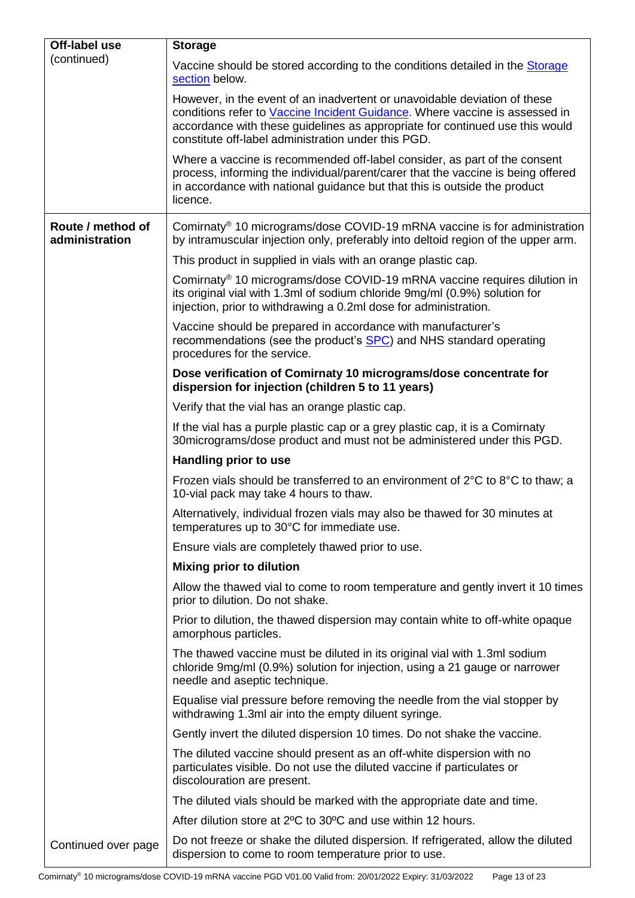| Off-label use (continued) | **Storage**<br><br>Vaccine should be stored according to the conditions detailed in the Storage section below.<br><br>However, in the event of an inadvertent or unavoidable deviation of these conditions refer to Vaccine Incident Guidance. Where vaccine is assessed in accordance with these guidelines as appropriate for continued use this would constitute off-label administration under this PGD.<br><br>Where a vaccine is recommended off-label consider, as part of the consent process, informing the individual/parent/carer that the vaccine is being offered in accordance with national guidance but that this is outside the product licence. |
|---|---|
| **Route / method of administration**<br><br><br><br><br><br><br><br><br><br><br><br><br><br><br><br><br><br><br><br>Continued over page | Comirnaty® 10 micrograms/dose COVID-19 mRNA vaccine is for administration by intramuscular injection only, preferably into deltoid region of the upper arm.<br><br>This product in supplied in vials with an orange plastic cap.<br><br>Comirnaty® 10 micrograms/dose COVID-19 mRNA vaccine requires dilution in its original vial with 1.3ml of sodium chloride 9mg/ml (0.9%) solution for injection, prior to withdrawing a 0.2ml dose for administration.<br><br>Vaccine should be prepared in accordance with manufacturer's recommendations (see the product's SPC) and NHS standard operating procedures for the service.<br><br>**Dose verification of Comirnaty 10 micrograms/dose concentrate for dispersion for injection (children 5 to 11 years)**<br><br>Verify that the vial has an orange plastic cap.<br><br>If the vial has a purple plastic cap or a grey plastic cap, it is a Comirnaty 30micrograms/dose product and must not be administered under this PGD.<br><br>**Handling prior to use**<br><br>Frozen vials should be transferred to an environment of 2°C to 8°C to thaw; a 10-vial pack may take 4 hours to thaw.<br><br>Alternatively, individual frozen vials may also be thawed for 30 minutes at temperatures up to 30°C for immediate use.<br><br>Ensure vials are completely thawed prior to use.<br><br>**Mixing prior to dilution**<br><br>Allow the thawed vial to come to room temperature and gently invert it 10 times prior to dilution. Do not shake.<br><br>Prior to dilution, the thawed dispersion may contain white to off-white opaque amorphous particles.<br><br>The thawed vaccine must be diluted in its original vial with 1.3ml sodium chloride 9mg/ml (0.9%) solution for injection, using a 21 gauge or narrower needle and aseptic technique.<br><br>Equalise vial pressure before removing the needle from the vial stopper by withdrawing 1.3ml air into the empty diluent syringe.<br><br>Gently invert the diluted dispersion 10 times. Do not shake the vaccine.<br><br>The diluted vaccine should present as an off-white dispersion with no particulates visible. Do not use the diluted vaccine if particulates or discolouration are present.<br><br>The diluted vials should be marked with the appropriate date and time.<br><br>After dilution store at 2ºC to 30ºC and use within 12 hours.<br><br>Do not freeze or shake the diluted dispersion. If refrigerated, allow the diluted dispersion to come to room temperature prior to use. |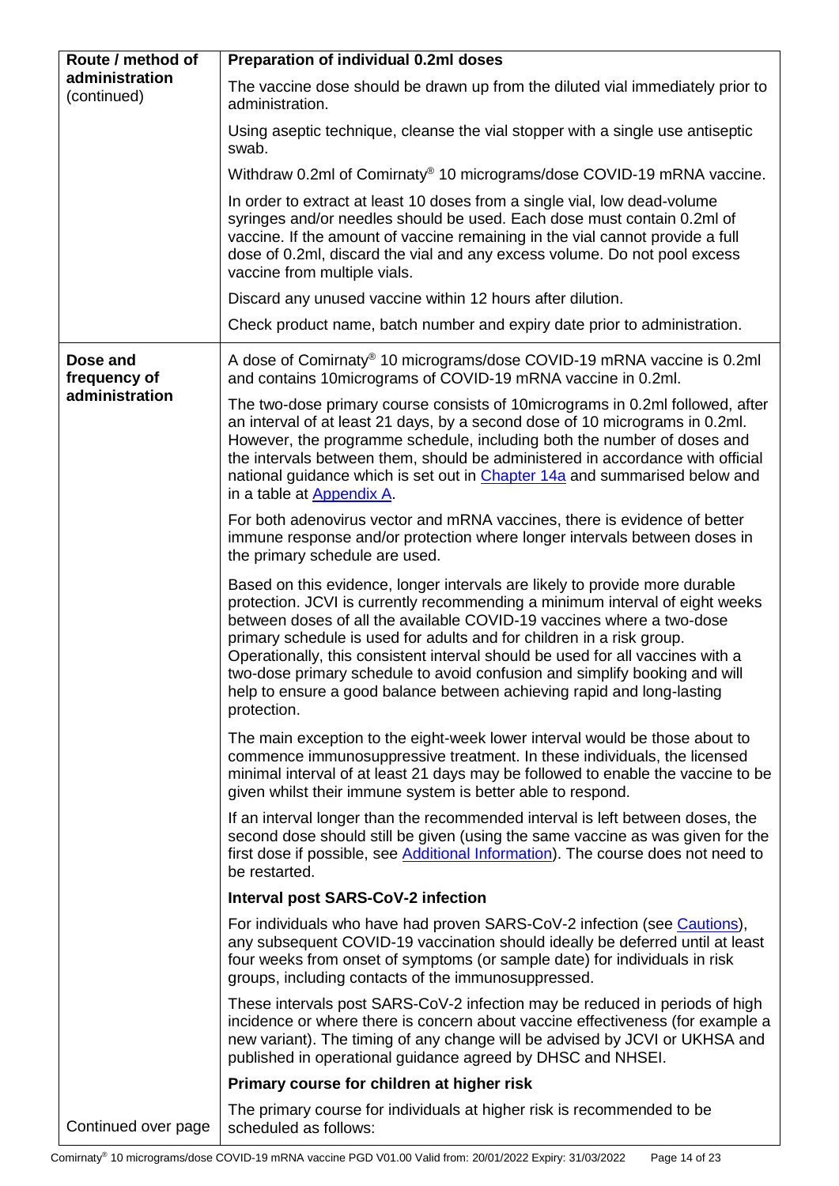| Route / method of administration (continued) | **Preparation of individual 0.2ml doses** |
| --- | --- |
| | The vaccine dose should be drawn up from the diluted vial immediately prior to administration. |
| | Using aseptic technique, cleanse the vial stopper with a single use antiseptic swab. |
| | Withdraw 0.2ml of Comirnaty® 10 micrograms/dose COVID-19 mRNA vaccine. |
| | In order to extract at least 10 doses from a single vial, low dead-volume syringes and/or needles should be used. Each dose must contain 0.2ml of vaccine. If the amount of vaccine remaining in the vial cannot provide a full dose of 0.2ml, discard the vial and any excess volume. Do not pool excess vaccine from multiple vials. |
| | Discard any unused vaccine within 12 hours after dilution. |
| | Check product name, batch number and expiry date prior to administration. |
| **Dose and frequency of administration** | A dose of Comirnaty® 10 micrograms/dose COVID-19 mRNA vaccine is 0.2ml and contains 10micrograms of COVID-19 mRNA vaccine in 0.2ml. |
| | The two-dose primary course consists of 10micrograms in 0.2ml followed, after an interval of at least 21 days, by a second dose of 10 micrograms in 0.2ml. However, the programme schedule, including both the number of doses and the intervals between them, should be administered in accordance with official national guidance which is set out in Chapter 14a and summarised below and in a table at Appendix A. |
| | For both adenovirus vector and mRNA vaccines, there is evidence of better immune response and/or protection where longer intervals between doses in the primary schedule are used. |
| | Based on this evidence, longer intervals are likely to provide more durable protection. JCVI is currently recommending a minimum interval of eight weeks between doses of all the available COVID-19 vaccines where a two-dose primary schedule is used for adults and for children in a risk group. Operationally, this consistent interval should be used for all vaccines with a two-dose primary schedule to avoid confusion and simplify booking and will help to ensure a good balance between achieving rapid and long-lasting protection. |
| | The main exception to the eight-week lower interval would be those about to commence immunosuppressive treatment. In these individuals, the licensed minimal interval of at least 21 days may be followed to enable the vaccine to be given whilst their immune system is better able to respond. |
| | If an interval longer than the recommended interval is left between doses, the second dose should still be given (using the same vaccine as was given for the first dose if possible, see Additional Information). The course does not need to be restarted. |
| | **Interval post SARS-CoV-2 infection** |
| | For individuals who have had proven SARS-CoV-2 infection (see Cautions), any subsequent COVID-19 vaccination should ideally be deferred until at least four weeks from onset of symptoms (or sample date) for individuals in risk groups, including contacts of the immunosuppressed. |
| | These intervals post SARS-CoV-2 infection may be reduced in periods of high incidence or where there is concern about vaccine effectiveness (for example a new variant). The timing of any change will be advised by JCVI or UKHSA and published in operational guidance agreed by DHSC and NHSEI. |
| | **Primary course for children at higher risk** |
| Continued over page | The primary course for individuals at higher risk is recommended to be scheduled as follows: |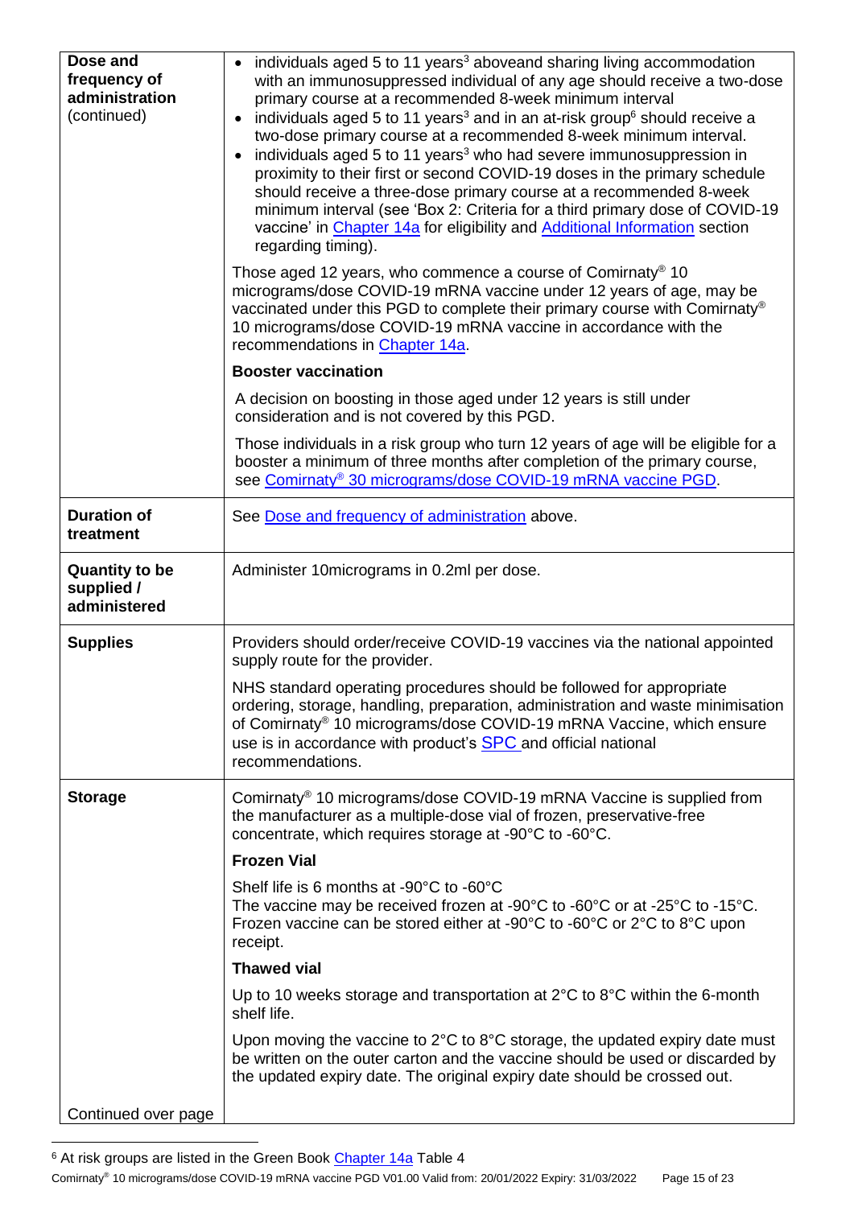| | |
|---|---|
| **Dose and frequency of administration** (continued) | • individuals aged 5 to 11 years[3] aboveand sharing living accommodation with an immunosuppressed individual of any age should receive a two-dose primary course at a recommended 8-week minimum interval<br>• individuals aged 5 to 11 years[3] and in an at-risk group[6] should receive a two-dose primary course at a recommended 8-week minimum interval.<br>• individuals aged 5 to 11 years[3] who had severe immunosuppression in proximity to their first or second COVID-19 doses in the primary schedule should receive a three-dose primary course at a recommended 8-week minimum interval (see 'Box 2: Criteria for a third primary dose of COVID-19 vaccine' in Chapter 14a for eligibility and Additional Information section regarding timing).<br><br>Those aged 12 years, who commence a course of Comirnaty® 10 micrograms/dose COVID-19 mRNA vaccine under 12 years of age, may be vaccinated under this PGD to complete their primary course with Comirnaty® 10 micrograms/dose COVID-19 mRNA vaccine in accordance with the recommendations in Chapter 14a.<br><br>**Booster vaccination**<br><br>A decision on boosting in those aged under 12 years is still under consideration and is not covered by this PGD.<br><br>Those individuals in a risk group who turn 12 years of age will be eligible for a booster a minimum of three months after completion of the primary course, see Comirnaty® 30 micrograms/dose COVID-19 mRNA vaccine PGD. |
| **Duration of treatment** | See Dose and frequency of administration above. |
| **Quantity to be supplied / administered** | Administer 10micrograms in 0.2ml per dose. |
| **Supplies** | Providers should order/receive COVID-19 vaccines via the national appointed supply route for the provider.<br><br>NHS standard operating procedures should be followed for appropriate ordering, storage, handling, preparation, administration and waste minimisation of Comirnaty® 10 micrograms/dose COVID-19 mRNA Vaccine, which ensure use is in accordance with product's SPC and official national recommendations. |
| **Storage**<br><br>Continued over page | Comirnaty® 10 micrograms/dose COVID-19 mRNA Vaccine is supplied from the manufacturer as a multiple-dose vial of frozen, preservative-free concentrate, which requires storage at -90°C to -60°C.<br><br>**Frozen Vial**<br><br>Shelf life is 6 months at -90°C to -60°C<br>The vaccine may be received frozen at -90°C to -60°C or at -25°C to -15°C. Frozen vaccine can be stored either at -90°C to -60°C or 2°C to 8°C upon receipt.<br><br>**Thawed vial**<br><br>Up to 10 weeks storage and transportation at 2°C to 8°C within the 6-month shelf life.<br><br>Upon moving the vaccine to 2°C to 8°C storage, the updated expiry date must be written on the outer carton and the vaccine should be used or discarded by the updated expiry date. The original expiry date should be crossed out. |

[6] At risk groups are listed in the Green Book Chapter 14a Table 4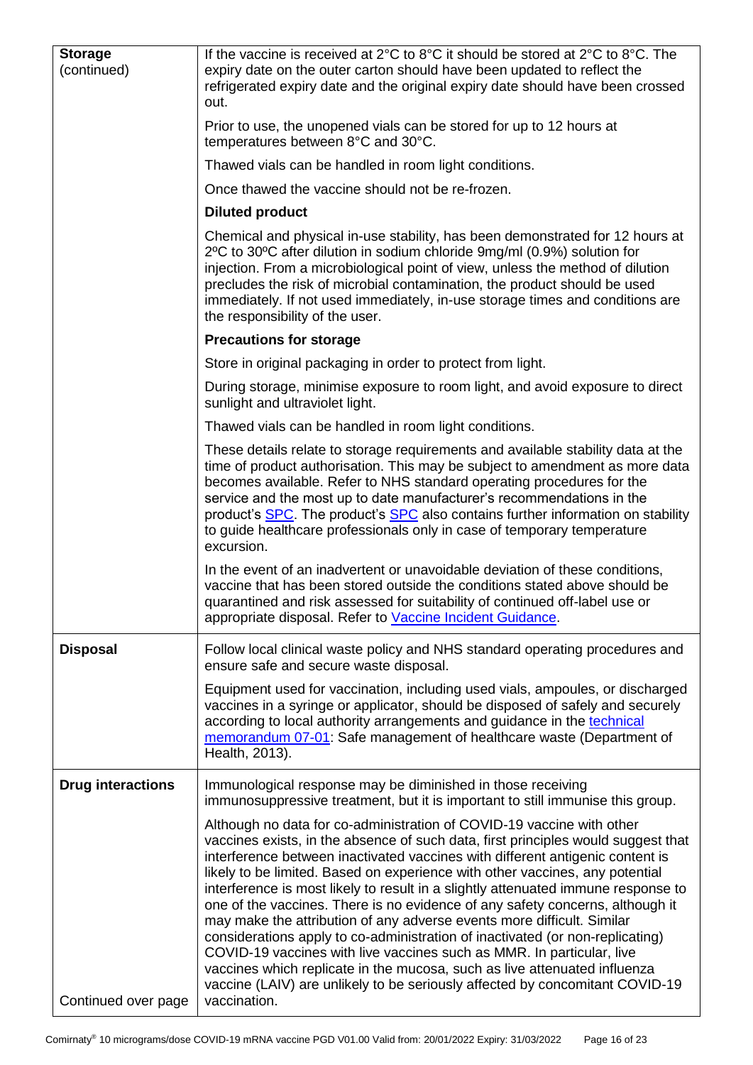| | |
|---|---|
| **Storage** (continued) | If the vaccine is received at 2°C to 8°C it should be stored at 2°C to 8°C. The expiry date on the outer carton should have been updated to reflect the refrigerated expiry date and the original expiry date should have been crossed out.<br><br>Prior to use, the unopened vials can be stored for up to 12 hours at temperatures between 8°C and 30°C.<br><br>Thawed vials can be handled in room light conditions.<br><br>Once thawed the vaccine should not be re-frozen.<br><br>**Diluted product**<br><br>Chemical and physical in-use stability, has been demonstrated for 12 hours at 2ºC to 30ºC after dilution in sodium chloride 9mg/ml (0.9%) solution for injection. From a microbiological point of view, unless the method of dilution precludes the risk of microbial contamination, the product should be used immediately. If not used immediately, in-use storage times and conditions are the responsibility of the user.<br><br>**Precautions for storage**<br><br>Store in original packaging in order to protect from light.<br><br>During storage, minimise exposure to room light, and avoid exposure to direct sunlight and ultraviolet light.<br><br>Thawed vials can be handled in room light conditions.<br><br>These details relate to storage requirements and available stability data at the time of product authorisation. This may be subject to amendment as more data becomes available. Refer to NHS standard operating procedures for the service and the most up to date manufacturer's recommendations in the product's SPC. The product's SPC also contains further information on stability to guide healthcare professionals only in case of temporary temperature excursion.<br><br>In the event of an inadvertent or unavoidable deviation of these conditions, vaccine that has been stored outside the conditions stated above should be quarantined and risk assessed for suitability of continued off-label use or appropriate disposal. Refer to Vaccine Incident Guidance. |
| **Disposal** | Follow local clinical waste policy and NHS standard operating procedures and ensure safe and secure waste disposal.<br><br>Equipment used for vaccination, including used vials, ampoules, or discharged vaccines in a syringe or applicator, should be disposed of safely and securely according to local authority arrangements and guidance in the technical memorandum 07-01: Safe management of healthcare waste (Department of Health, 2013). |
| **Drug interactions**<br><br>Continued over page | Immunological response may be diminished in those receiving immunosuppressive treatment, but it is important to still immunise this group.<br><br>Although no data for co-administration of COVID-19 vaccine with other vaccines exists, in the absence of such data, first principles would suggest that interference between inactivated vaccines with different antigenic content is likely to be limited. Based on experience with other vaccines, any potential interference is most likely to result in a slightly attenuated immune response to one of the vaccines. There is no evidence of any safety concerns, although it may make the attribution of any adverse events more difficult. Similar considerations apply to co-administration of inactivated (or non-replicating) COVID-19 vaccines with live vaccines such as MMR. In particular, live vaccines which replicate in the mucosa, such as live attenuated influenza vaccine (LAIV) are unlikely to be seriously affected by concomitant COVID-19 vaccination. |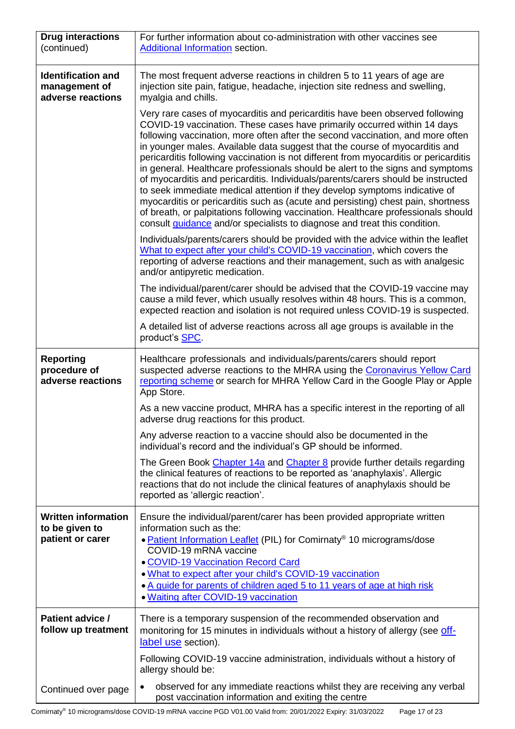| | |
|---|---|
| **Drug interactions** (continued) | For further information about co-administration with other vaccines see Additional Information section. |
| **Identification and management of adverse reactions** | The most frequent adverse reactions in children 5 to 11 years of age are injection site pain, fatigue, headache, injection site redness and swelling, myalgia and chills.<br><br>Very rare cases of myocarditis and pericarditis have been observed following COVID-19 vaccination. These cases have primarily occurred within 14 days following vaccination, more often after the second vaccination, and more often in younger males. Available data suggest that the course of myocarditis and pericarditis following vaccination is not different from myocarditis or pericarditis in general. Healthcare professionals should be alert to the signs and symptoms of myocarditis and pericarditis. Individuals/parents/carers should be instructed to seek immediate medical attention if they develop symptoms indicative of myocarditis or pericarditis such as (acute and persisting) chest pain, shortness of breath, or palpitations following vaccination. Healthcare professionals should consult guidance and/or specialists to diagnose and treat this condition.<br><br>Individuals/parents/carers should be provided with the advice within the leaflet What to expect after your child's COVID-19 vaccination, which covers the reporting of adverse reactions and their management, such as with analgesic and/or antipyretic medication.<br><br>The individual/parent/carer should be advised that the COVID-19 vaccine may cause a mild fever, which usually resolves within 48 hours. This is a common, expected reaction and isolation is not required unless COVID-19 is suspected.<br><br>A detailed list of adverse reactions across all age groups is available in the product's SPC. |
| **Reporting procedure of adverse reactions** | Healthcare professionals and individuals/parents/carers should report suspected adverse reactions to the MHRA using the Coronavirus Yellow Card reporting scheme or search for MHRA Yellow Card in the Google Play or Apple App Store.<br><br>As a new vaccine product, MHRA has a specific interest in the reporting of all adverse drug reactions for this product.<br><br>Any adverse reaction to a vaccine should also be documented in the individual's record and the individual's GP should be informed.<br><br>The Green Book Chapter 14a and Chapter 8 provide further details regarding the clinical features of reactions to be reported as 'anaphylaxis'. Allergic reactions that do not include the clinical features of anaphylaxis should be reported as 'allergic reaction'. |
| **Written information to be given to patient or carer** | Ensure the individual/parent/carer has been provided appropriate written information such as the:<br>• Patient Information Leaflet (PIL) for Comirnaty® 10 micrograms/dose COVID-19 mRNA vaccine<br>• COVID-19 Vaccination Record Card<br>• What to expect after your child's COVID-19 vaccination<br>• A guide for parents of children aged 5 to 11 years of age at high risk<br>• Waiting after COVID-19 vaccination |
| **Patient advice / follow up treatment**<br><br>Continued over page | There is a temporary suspension of the recommended observation and monitoring for 15 minutes in individuals without a history of allergy (see off-label use section).<br><br>Following COVID-19 vaccine administration, individuals without a history of allergy should be:<br>• observed for any immediate reactions whilst they are receiving any verbal post vaccination information and exiting the centre |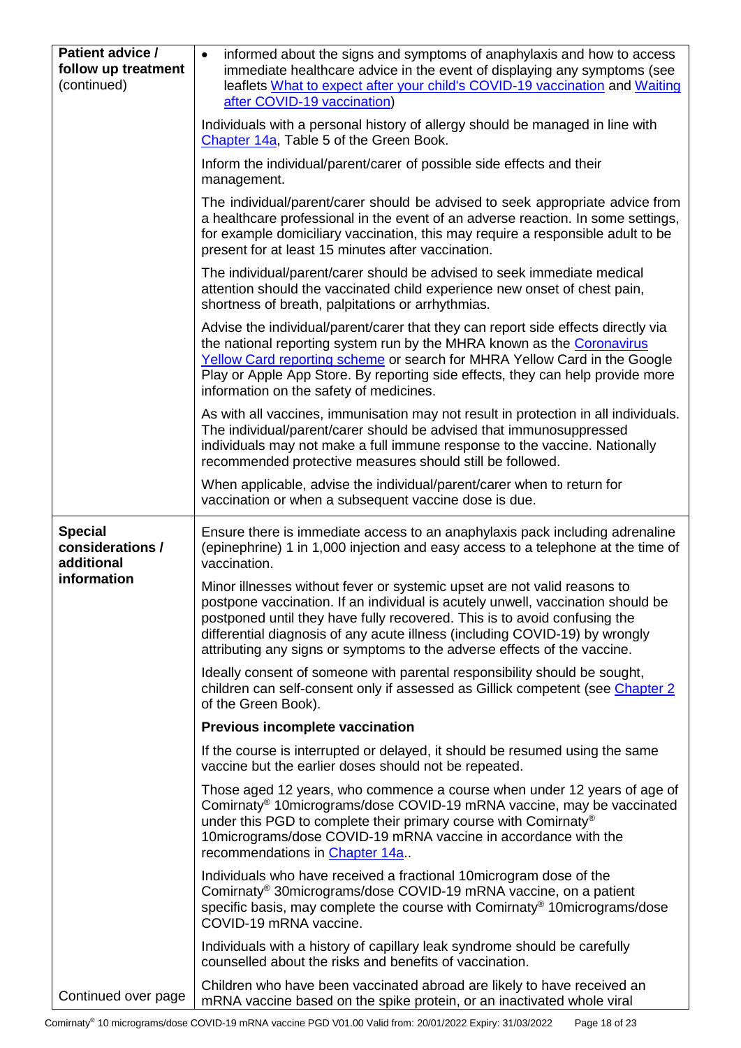| | |
|---|---|
| **Patient advice / follow up treatment** (continued) | • informed about the signs and symptoms of anaphylaxis and how to access immediate healthcare advice in the event of displaying any symptoms (see leaflets [What to expect after your child's COVID-19 vaccination]() and [Waiting after COVID-19 vaccination]())<br><br>Individuals with a personal history of allergy should be managed in line with [Chapter 14a](), Table 5 of the Green Book.<br><br>Inform the individual/parent/carer of possible side effects and their management.<br><br>The individual/parent/carer should be advised to seek appropriate advice from a healthcare professional in the event of an adverse reaction. In some settings, for example domiciliary vaccination, this may require a responsible adult to be present for at least 15 minutes after vaccination.<br><br>The individual/parent/carer should be advised to seek immediate medical attention should the vaccinated child experience new onset of chest pain, shortness of breath, palpitations or arrhythmias.<br><br>Advise the individual/parent/carer that they can report side effects directly via the national reporting system run by the MHRA known as the [Coronavirus Yellow Card reporting scheme]() or search for MHRA Yellow Card in the Google Play or Apple App Store. By reporting side effects, they can help provide more information on the safety of medicines.<br><br>As with all vaccines, immunisation may not result in protection in all individuals. The individual/parent/carer should be advised that immunosuppressed individuals may not make a full immune response to the vaccine. Nationally recommended protective measures should still be followed.<br><br>When applicable, advise the individual/parent/carer when to return for vaccination or when a subsequent vaccine dose is due. |
| **Special considerations / additional information**<br><br>Continued over page | Ensure there is immediate access to an anaphylaxis pack including adrenaline (epinephrine) 1 in 1,000 injection and easy access to a telephone at the time of vaccination.<br><br>Minor illnesses without fever or systemic upset are not valid reasons to postpone vaccination. If an individual is acutely unwell, vaccination should be postponed until they have fully recovered. This is to avoid confusing the differential diagnosis of any acute illness (including COVID-19) by wrongly attributing any signs or symptoms to the adverse effects of the vaccine.<br><br>Ideally consent of someone with parental responsibility should be sought, children can self-consent only if assessed as Gillick competent (see [Chapter 2]() of the Green Book).<br><br>**Previous incomplete vaccination**<br><br>If the course is interrupted or delayed, it should be resumed using the same vaccine but the earlier doses should not be repeated.<br><br>Those aged 12 years, who commence a course when under 12 years of age of Comirnaty® 10micrograms/dose COVID-19 mRNA vaccine, may be vaccinated under this PGD to complete their primary course with Comirnaty® 10micrograms/dose COVID-19 mRNA vaccine in accordance with the recommendations in [Chapter 14a]()..<br><br>Individuals who have received a fractional 10microgram dose of the Comirnaty® 30micrograms/dose COVID-19 mRNA vaccine, on a patient specific basis, may complete the course with Comirnaty® 10micrograms/dose COVID-19 mRNA vaccine.<br><br>Individuals with a history of capillary leak syndrome should be carefully counselled about the risks and benefits of vaccination.<br><br>Children who have been vaccinated abroad are likely to have received an mRNA vaccine based on the spike protein, or an inactivated whole viral |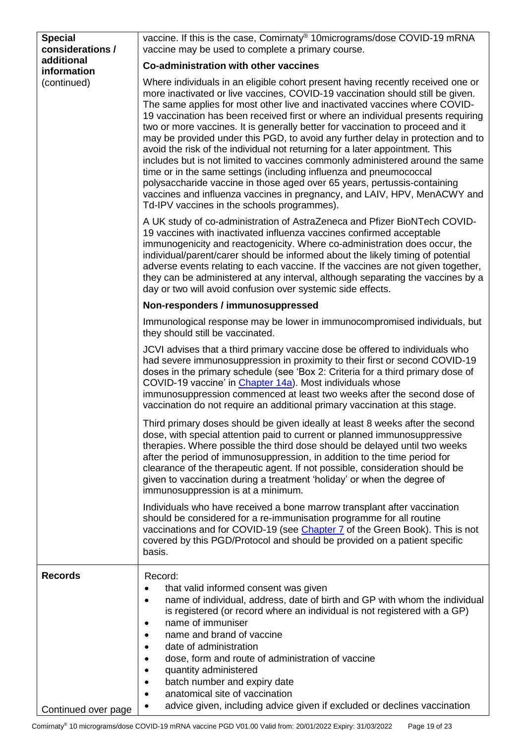| | |
|---|---|
| **Special considerations / additional information** (continued) | vaccine. If this is the case, Comirnaty® 10micrograms/dose COVID-19 mRNA vaccine may be used to complete a primary course.<br><br>**Co-administration with other vaccines**<br><br>Where individuals in an eligible cohort present having recently received one or more inactivated or live vaccines, COVID-19 vaccination should still be given. The same applies for most other live and inactivated vaccines where COVID-19 vaccination has been received first or where an individual presents requiring two or more vaccines. It is generally better for vaccination to proceed and it may be provided under this PGD, to avoid any further delay in protection and to avoid the risk of the individual not returning for a later appointment. This includes but is not limited to vaccines commonly administered around the same time or in the same settings (including influenza and pneumococcal polysaccharide vaccine in those aged over 65 years, pertussis-containing vaccines and influenza vaccines in pregnancy, and LAIV, HPV, MenACWY and Td-IPV vaccines in the schools programmes).<br><br>A UK study of co-administration of AstraZeneca and Pfizer BioNTech COVID-19 vaccines with inactivated influenza vaccines confirmed acceptable immunogenicity and reactogenicity. Where co-administration does occur, the individual/parent/carer should be informed about the likely timing of potential adverse events relating to each vaccine. If the vaccines are not given together, they can be administered at any interval, although separating the vaccines by a day or two will avoid confusion over systemic side effects.<br><br>**Non-responders / immunosuppressed**<br><br>Immunological response may be lower in immunocompromised individuals, but they should still be vaccinated.<br><br>JCVI advises that a third primary vaccine dose be offered to individuals who had severe immunosuppression in proximity to their first or second COVID-19 doses in the primary schedule (see 'Box 2: Criteria for a third primary dose of COVID-19 vaccine' in Chapter 14a). Most individuals whose immunosuppression commenced at least two weeks after the second dose of vaccination do not require an additional primary vaccination at this stage.<br><br>Third primary doses should be given ideally at least 8 weeks after the second dose, with special attention paid to current or planned immunosuppressive therapies. Where possible the third dose should be delayed until two weeks after the period of immunosuppression, in addition to the time period for clearance of the therapeutic agent. If not possible, consideration should be given to vaccination during a treatment 'holiday' or when the degree of immunosuppression is at a minimum.<br><br>Individuals who have received a bone marrow transplant after vaccination should be considered for a re-immunisation programme for all routine vaccinations and for COVID-19 (see Chapter 7 of the Green Book). This is not covered by this PGD/Protocol and should be provided on a patient specific basis. |
| **Records**<br><br>Continued over page | Record:<br>• that valid informed consent was given<br>• name of individual, address, date of birth and GP with whom the individual is registered (or record where an individual is not registered with a GP)<br>• name of immuniser<br>• name and brand of vaccine<br>• date of administration<br>• dose, form and route of administration of vaccine<br>• quantity administered<br>• batch number and expiry date<br>• anatomical site of vaccination<br>• advice given, including advice given if excluded or declines vaccination |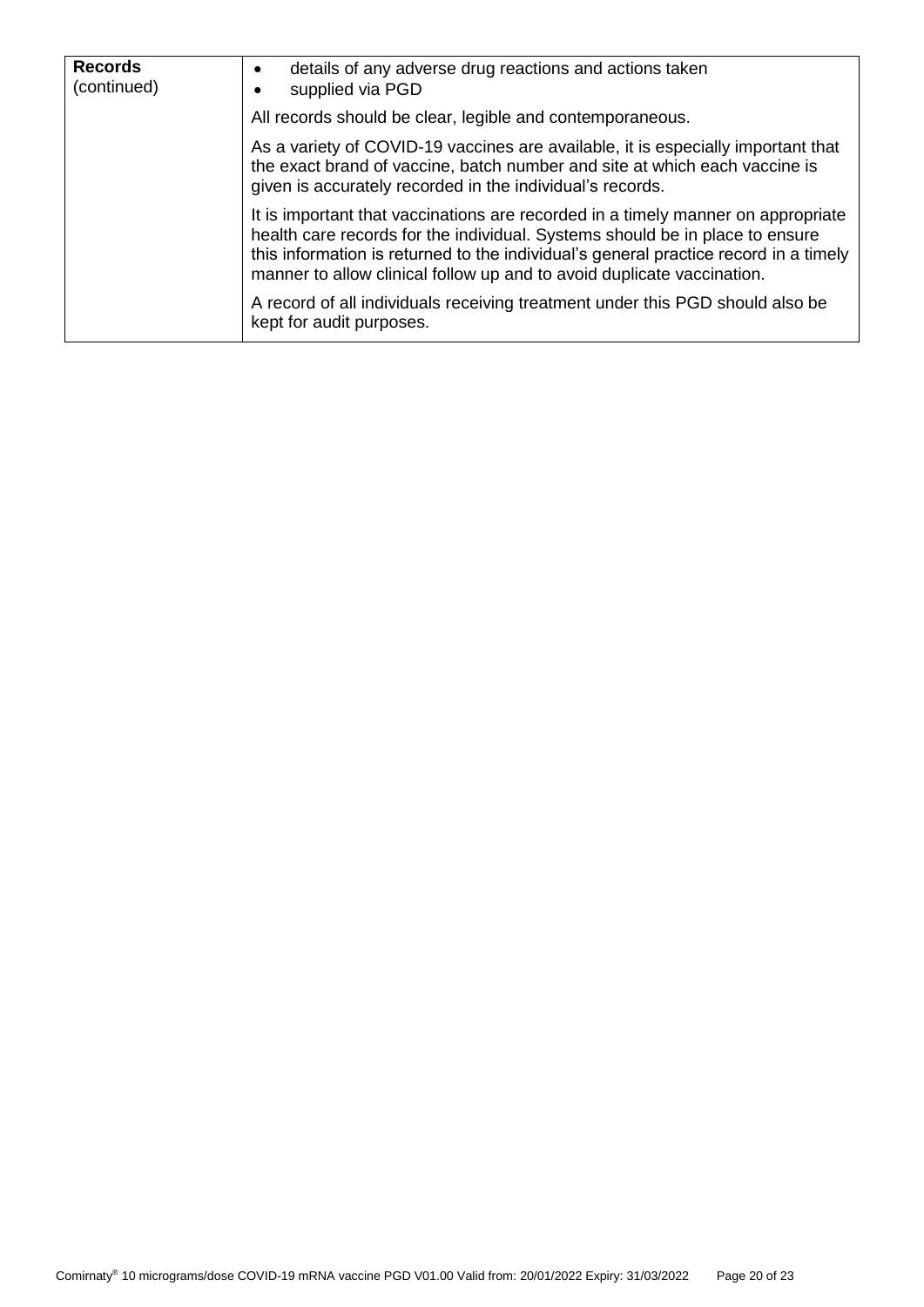| **Records** (continued) | • details of any adverse drug reactions and actions taken<br>• supplied via PGD<br><br>All records should be clear, legible and contemporaneous.<br><br>As a variety of COVID-19 vaccines are available, it is especially important that the exact brand of vaccine, batch number and site at which each vaccine is given is accurately recorded in the individual's records.<br><br>It is important that vaccinations are recorded in a timely manner on appropriate health care records for the individual. Systems should be in place to ensure this information is returned to the individual's general practice record in a timely manner to allow clinical follow up and to avoid duplicate vaccination.<br><br>A record of all individuals receiving treatment under this PGD should also be kept for audit purposes. |
|---|---|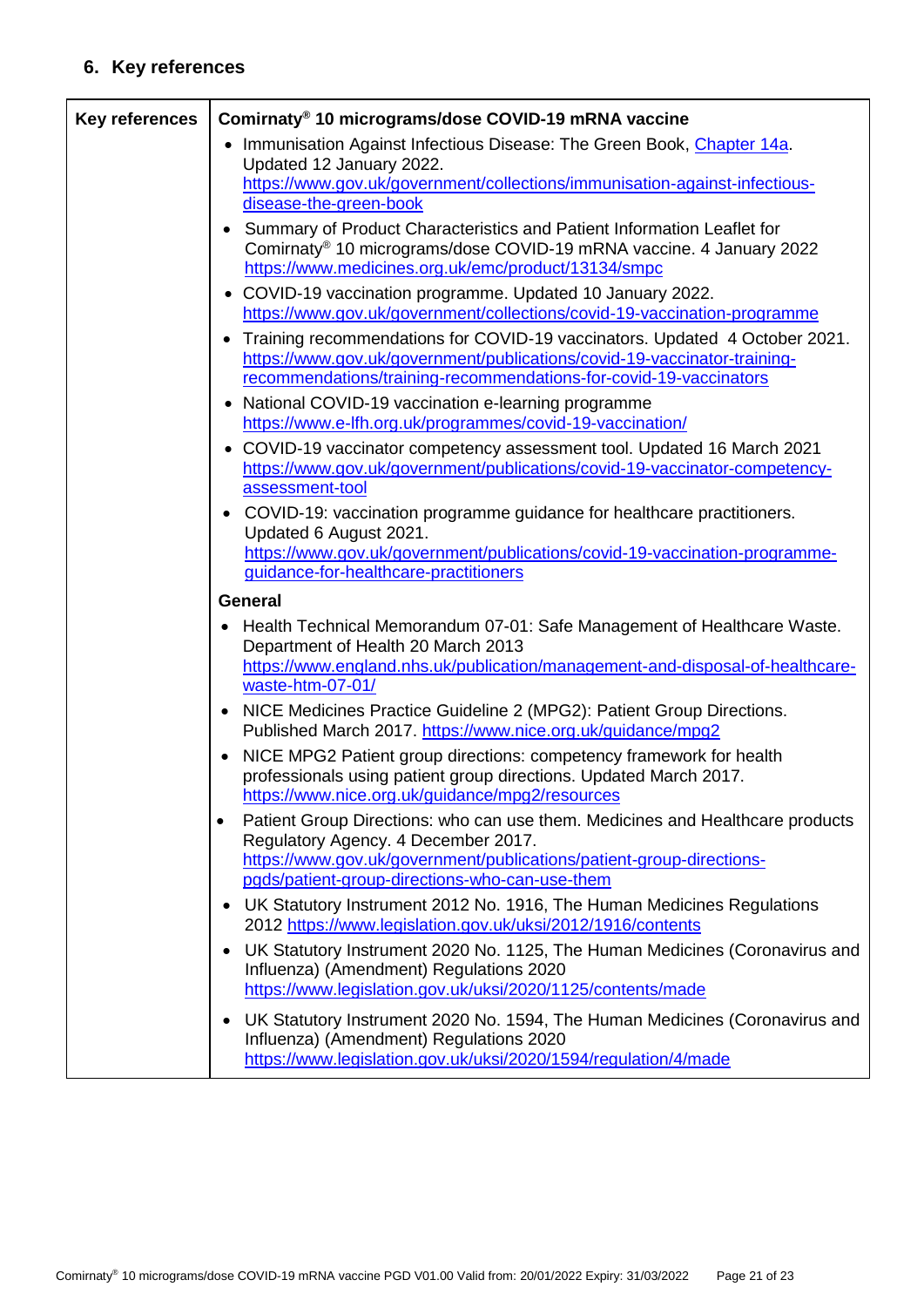## 6. Key references

| Key references | **Comirnaty® 10 micrograms/dose COVID-19 mRNA vaccine** |
|---|---|
| | • Immunisation Against Infectious Disease: The Green Book, Chapter 14a. Updated 12 January 2022. https://www.gov.uk/government/collections/immunisation-against-infectious-disease-the-green-book<br>• Summary of Product Characteristics and Patient Information Leaflet for Comirnaty® 10 micrograms/dose COVID-19 mRNA vaccine. 4 January 2022 https://www.medicines.org.uk/emc/product/13134/smpc<br>• COVID-19 vaccination programme. Updated 10 January 2022. https://www.gov.uk/government/collections/covid-19-vaccination-programme<br>• Training recommendations for COVID-19 vaccinators. Updated 4 October 2021. https://www.gov.uk/government/publications/covid-19-vaccinator-training-recommendations/training-recommendations-for-covid-19-vaccinators<br>• National COVID-19 vaccination e-learning programme https://www.e-lfh.org.uk/programmes/covid-19-vaccination/<br>• COVID-19 vaccinator competency assessment tool. Updated 16 March 2021 https://www.gov.uk/government/publications/covid-19-vaccinator-competency-assessment-tool<br>• COVID-19: vaccination programme guidance for healthcare practitioners. Updated 6 August 2021. https://www.gov.uk/government/publications/covid-19-vaccination-programme-guidance-for-healthcare-practitioners |
| | **General** |
| | • Health Technical Memorandum 07-01: Safe Management of Healthcare Waste. Department of Health 20 March 2013 https://www.england.nhs.uk/publication/management-and-disposal-of-healthcare-waste-htm-07-01/<br>• NICE Medicines Practice Guideline 2 (MPG2): Patient Group Directions. Published March 2017. https://www.nice.org.uk/guidance/mpg2<br>• NICE MPG2 Patient group directions: competency framework for health professionals using patient group directions. Updated March 2017. https://www.nice.org.uk/guidance/mpg2/resources<br>• Patient Group Directions: who can use them. Medicines and Healthcare products Regulatory Agency. 4 December 2017. https://www.gov.uk/government/publications/patient-group-directions-pgds/patient-group-directions-who-can-use-them<br>• UK Statutory Instrument 2012 No. 1916, The Human Medicines Regulations 2012 https://www.legislation.gov.uk/uksi/2012/1916/contents<br>• UK Statutory Instrument 2020 No. 1125, The Human Medicines (Coronavirus and Influenza) (Amendment) Regulations 2020 https://www.legislation.gov.uk/uksi/2020/1125/contents/made<br>• UK Statutory Instrument 2020 No. 1594, The Human Medicines (Coronavirus and Influenza) (Amendment) Regulations 2020 https://www.legislation.gov.uk/uksi/2020/1594/regulation/4/made |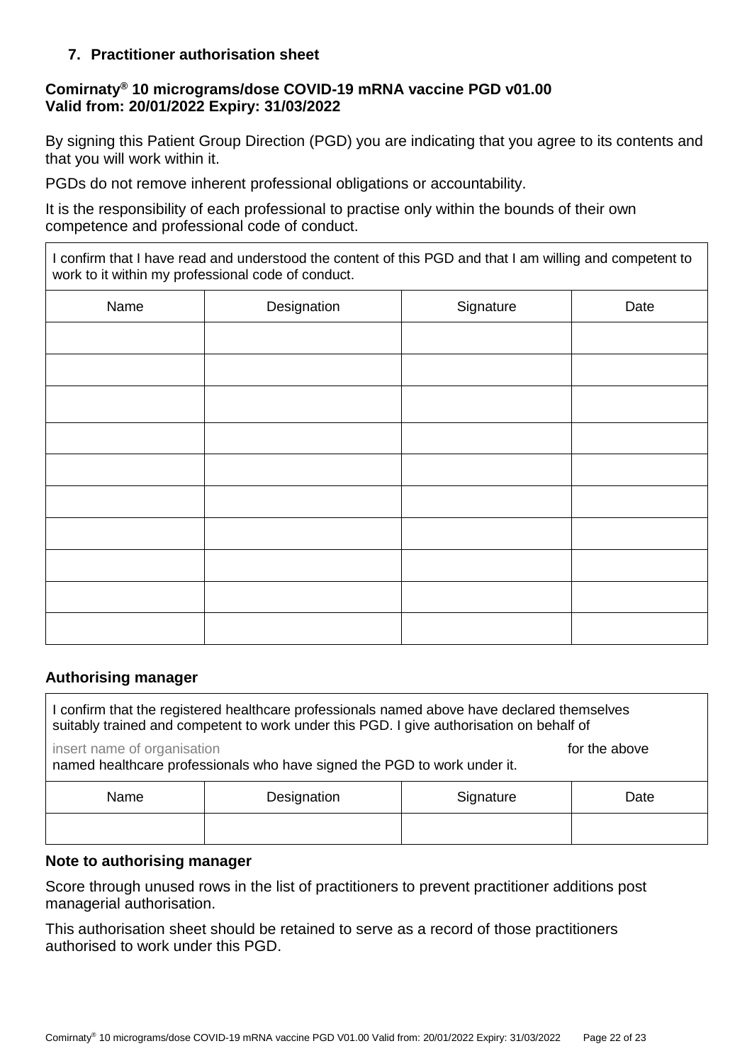## 7. Practitioner authorisation sheet

**Comirnaty® 10 micrograms/dose COVID-19 mRNA vaccine PGD v01.00**
**Valid from: 20/01/2022 Expiry: 31/03/2022**

By signing this Patient Group Direction (PGD) you are indicating that you agree to its contents and that you will work within it.

PGDs do not remove inherent professional obligations or accountability.

It is the responsibility of each professional to practise only within the bounds of their own competence and professional code of conduct.

| I confirm that I have read and understood the content of this PGD and that I am willing and competent to work to it within my professional code of conduct. | | | |
|---|---|---|---|
| Name | Designation | Signature | Date |
| | | | |
| | | | |
| | | | |
| | | | |
| | | | |
| | | | |
| | | | |
| | | | |
| | | | |
| | | | |

### Authorising manager

| I confirm that the registered healthcare professionals named above have declared themselves suitably trained and competent to work under this PGD. I give authorisation on behalf of insert name of organisation for the above named healthcare professionals who have signed the PGD to work under it. | | | |
|---|---|---|---|
| Name | Designation | Signature | Date |
| | | | |

### Note to authorising manager

Score through unused rows in the list of practitioners to prevent practitioner additions post managerial authorisation.

This authorisation sheet should be retained to serve as a record of those practitioners authorised to work under this PGD.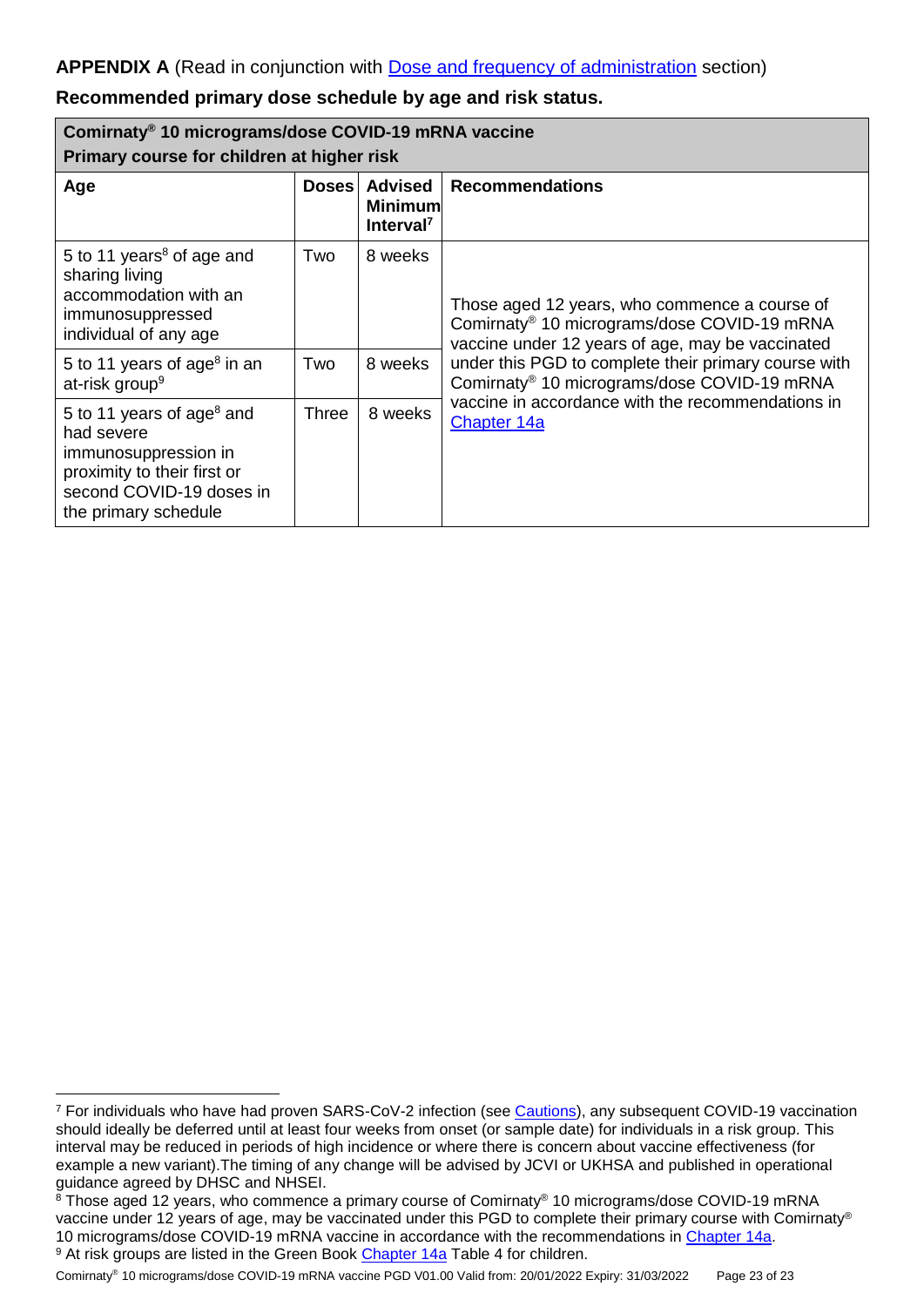**APPENDIX A** (Read in conjunction with Dose and frequency of administration section)

**Recommended primary dose schedule by age and risk status.**

| **Comirnaty® 10 micrograms/dose COVID-19 mRNA vaccine Primary course for children at higher risk** | | | |
|---|---|---|---|
| **Age** | **Doses** | **Advised Minimum Interval**[7] | **Recommendations** |
| 5 to 11 years[8] of age and sharing living accommodation with an immunosuppressed individual of any age | Two | 8 weeks | Those aged 12 years, who commence a course of Comirnaty® 10 micrograms/dose COVID-19 mRNA vaccine under 12 years of age, may be vaccinated under this PGD to complete their primary course with Comirnaty® 10 micrograms/dose COVID-19 mRNA vaccine in accordance with the recommendations in Chapter 14a |
| 5 to 11 years of age[8] in an at-risk group[9] | Two | 8 weeks | |
| 5 to 11 years of age[8] and had severe immunosuppression in proximity to their first or second COVID-19 doses in the primary schedule | Three | 8 weeks | |

[7] For individuals who have had proven SARS-CoV-2 infection (see Cautions), any subsequent COVID-19 vaccination should ideally be deferred until at least four weeks from onset (or sample date) for individuals in a risk group. This interval may be reduced in periods of high incidence or where there is concern about vaccine effectiveness (for example a new variant).The timing of any change will be advised by JCVI or UKHSA and published in operational guidance agreed by DHSC and NHSEI.

[8] Those aged 12 years, who commence a primary course of Comirnaty® 10 micrograms/dose COVID-19 mRNA vaccine under 12 years of age, may be vaccinated under this PGD to complete their primary course with Comirnaty® 10 micrograms/dose COVID-19 mRNA vaccine in accordance with the recommendations in Chapter 14a.

[9] At risk groups are listed in the Green Book Chapter 14a Table 4 for children.